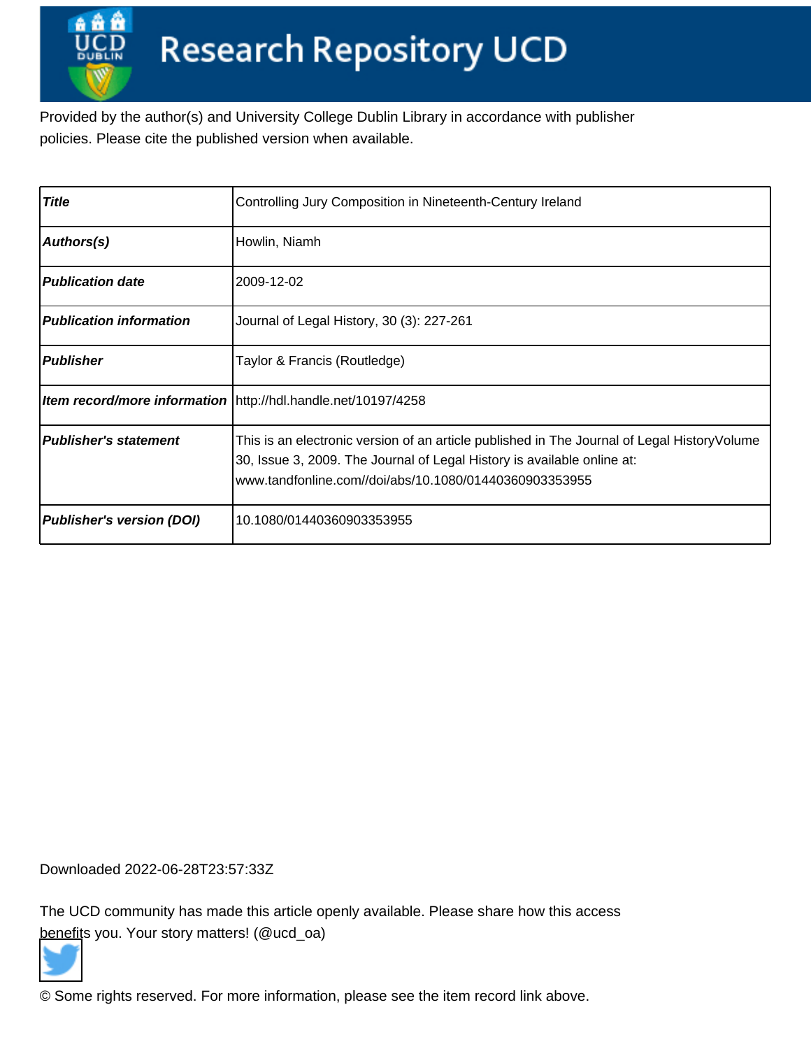# Research Repository UCD

Provided by the author(s) and University College Dublin Library in accordance with publisher policies. Please cite the published version when available.

| Title | Controlling Jury Composition in Nineteenth-Century Ireland |
|---|---|
| Authors(s) | Howlin, Niamh |
| Publication date | 2009-12-02 |
| Publication information | Journal of Legal History, 30 (3): 227-261 |
| Publisher | Taylor & Francis (Routledge) |
| Item record/more information | http://hdl.handle.net/10197/4258 |
| Publisher's statement | This is an electronic version of an article published in The Journal of Legal HistoryVolume 30, Issue 3, 2009. The Journal of Legal History is available online at: www.tandfonline.com//doi/abs/10.1080/01440360903353955 |
| Publisher's version (DOI) | 10.1080/01440360903353955 |

Downloaded 2022-06-28T23:57:33Z

The UCD community has made this article openly available. Please share how this access benefits you. Your story matters! (@ucd_oa)

© Some rights reserved. For more information, please see the item record link above.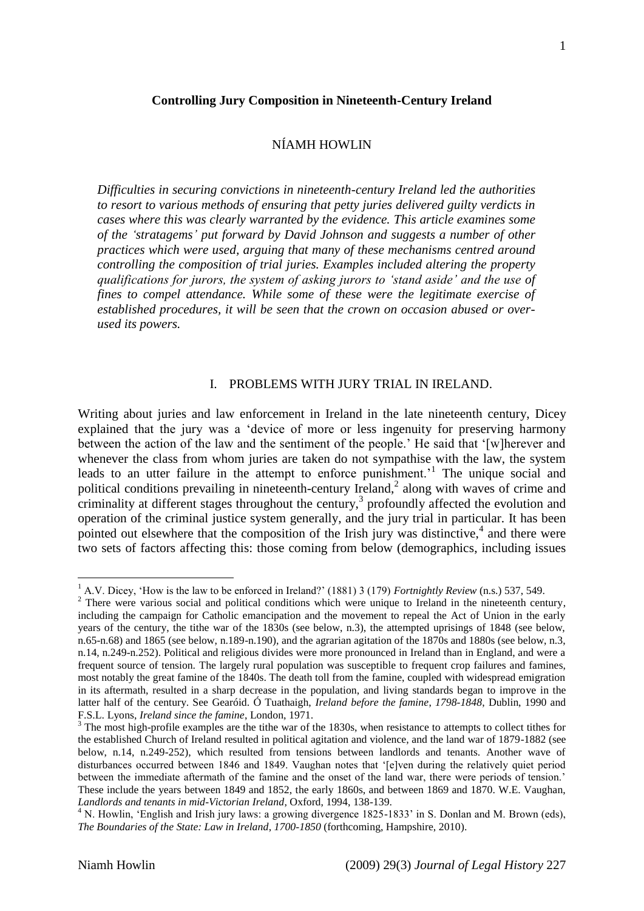**Controlling Jury Composition in Nineteenth-Century Ireland**

NÍAMH HOWLIN

*Difficulties in securing convictions in nineteenth-century Ireland led the authorities to resort to various methods of ensuring that petty juries delivered guilty verdicts in cases where this was clearly warranted by the evidence. This article examines some of the 'stratagems' put forward by David Johnson and suggests a number of other practices which were used, arguing that many of these mechanisms centred around controlling the composition of trial juries. Examples included altering the property qualifications for jurors, the system of asking jurors to 'stand aside' and the use of fines to compel attendance. While some of these were the legitimate exercise of established procedures, it will be seen that the crown on occasion abused or over-used its powers.*

## I. PROBLEMS WITH JURY TRIAL IN IRELAND.

Writing about juries and law enforcement in Ireland in the late nineteenth century, Dicey explained that the jury was a 'device of more or less ingenuity for preserving harmony between the action of the law and the sentiment of the people.' He said that '[w]herever and whenever the class from whom juries are taken do not sympathise with the law, the system leads to an utter failure in the attempt to enforce punishment.'[1] The unique social and political conditions prevailing in nineteenth-century Ireland,[2] along with waves of crime and criminality at different stages throughout the century,[3] profoundly affected the evolution and operation of the criminal justice system generally, and the jury trial in particular. It has been pointed out elsewhere that the composition of the Irish jury was distinctive,[4] and there were two sets of factors affecting this: those coming from below (demographics, including issues

[1] A.V. Dicey, 'How is the law to be enforced in Ireland?' (1881) 3 (179) *Fortnightly Review* (n.s.) 537, 549.

[2] There were various social and political conditions which were unique to Ireland in the nineteenth century, including the campaign for Catholic emancipation and the movement to repeal the Act of Union in the early years of the century, the tithe war of the 1830s (see below, n.3), the attempted uprisings of 1848 (see below, n.65-n.68) and 1865 (see below, n.189-n.190), and the agrarian agitation of the 1870s and 1880s (see below, n.3, n.14, n.249-n.252). Political and religious divides were more pronounced in Ireland than in England, and were a frequent source of tension. The largely rural population was susceptible to frequent crop failures and famines, most notably the great famine of the 1840s. The death toll from the famine, coupled with widespread emigration in its aftermath, resulted in a sharp decrease in the population, and living standards began to improve in the latter half of the century. See Gearóid. Ó Tuathaigh, *Ireland before the famine, 1798-1848*, Dublin, 1990 and F.S.L. Lyons, *Ireland since the famine*, London, 1971.

[3] The most high-profile examples are the tithe war of the 1830s, when resistance to attempts to collect tithes for the established Church of Ireland resulted in political agitation and violence, and the land war of 1879-1882 (see below, n.14, n.249-252), which resulted from tensions between landlords and tenants. Another wave of disturbances occurred between 1846 and 1849. Vaughan notes that '[e]ven during the relatively quiet period between the immediate aftermath of the famine and the onset of the land war, there were periods of tension.' These include the years between 1849 and 1852, the early 1860s, and between 1869 and 1870. W.E. Vaughan, *Landlords and tenants in mid-Victorian Ireland*, Oxford, 1994, 138-139.

[4] N. Howlin, 'English and Irish jury laws: a growing divergence 1825-1833' in S. Donlan and M. Brown (eds), *The Boundaries of the State: Law in Ireland, 1700-1850* (forthcoming, Hampshire, 2010).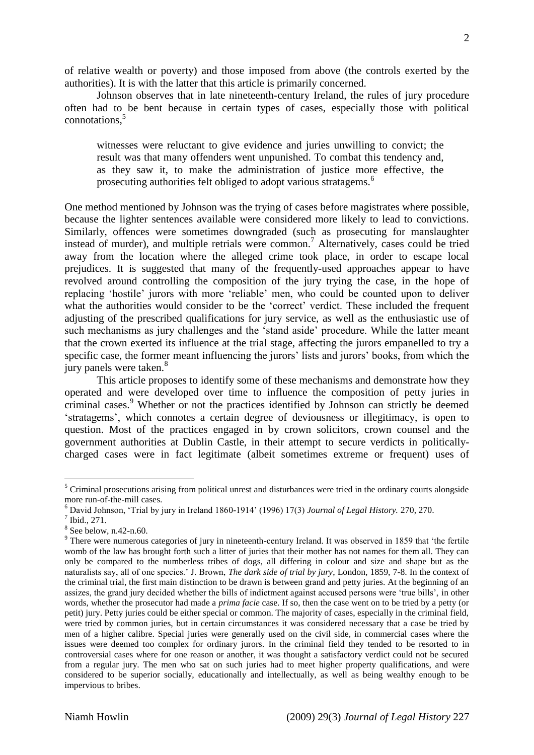of relative wealth or poverty) and those imposed from above (the controls exerted by the authorities). It is with the latter that this article is primarily concerned.

Johnson observes that in late nineteenth-century Ireland, the rules of jury procedure often had to be bent because in certain types of cases, especially those with political connotations,[5]

> witnesses were reluctant to give evidence and juries unwilling to convict; the result was that many offenders went unpunished. To combat this tendency and, as they saw it, to make the administration of justice more effective, the prosecuting authorities felt obliged to adopt various stratagems.[6]

One method mentioned by Johnson was the trying of cases before magistrates where possible, because the lighter sentences available were considered more likely to lead to convictions. Similarly, offences were sometimes downgraded (such as prosecuting for manslaughter instead of murder), and multiple retrials were common.[7] Alternatively, cases could be tried away from the location where the alleged crime took place, in order to escape local prejudices. It is suggested that many of the frequently-used approaches appear to have revolved around controlling the composition of the jury trying the case, in the hope of replacing 'hostile' jurors with more 'reliable' men, who could be counted upon to deliver what the authorities would consider to be the 'correct' verdict. These included the frequent adjusting of the prescribed qualifications for jury service, as well as the enthusiastic use of such mechanisms as jury challenges and the 'stand aside' procedure. While the latter meant that the crown exerted its influence at the trial stage, affecting the jurors empanelled to try a specific case, the former meant influencing the jurors' lists and jurors' books, from which the jury panels were taken.[8]

This article proposes to identify some of these mechanisms and demonstrate how they operated and were developed over time to influence the composition of petty juries in criminal cases.[9] Whether or not the practices identified by Johnson can strictly be deemed 'stratagems', which connotes a certain degree of deviousness or illegitimacy, is open to question. Most of the practices engaged in by crown solicitors, crown counsel and the government authorities at Dublin Castle, in their attempt to secure verdicts in politically-charged cases were in fact legitimate (albeit sometimes extreme or frequent) uses of

---

[5] Criminal prosecutions arising from political unrest and disturbances were tried in the ordinary courts alongside more run-of-the-mill cases.

[6] David Johnson, 'Trial by jury in Ireland 1860-1914' (1996) 17(3) *Journal of Legal History.* 270, 270.

[7] Ibid., 271.

[8] See below, n.42-n.60.

[9] There were numerous categories of jury in nineteenth-century Ireland. It was observed in 1859 that 'the fertile womb of the law has brought forth such a litter of juries that their mother has not names for them all. They can only be compared to the numberless tribes of dogs, all differing in colour and size and shape but as the naturalists say, all of one species.' J. Brown, *The dark side of trial by jury*, London, 1859, 7-8. In the context of the criminal trial, the first main distinction to be drawn is between grand and petty juries. At the beginning of an assizes, the grand jury decided whether the bills of indictment against accused persons were 'true bills', in other words, whether the prosecutor had made a *prima facie* case. If so, then the case went on to be tried by a petty (or petit) jury. Petty juries could be either special or common. The majority of cases, especially in the criminal field, were tried by common juries, but in certain circumstances it was considered necessary that a case be tried by men of a higher calibre. Special juries were generally used on the civil side, in commercial cases where the issues were deemed too complex for ordinary jurors. In the criminal field they tended to be resorted to in controversial cases where for one reason or another, it was thought a satisfactory verdict could not be secured from a regular jury. The men who sat on such juries had to meet higher property qualifications, and were considered to be superior socially, educationally and intellectually, as well as being wealthy enough to be impervious to bribes.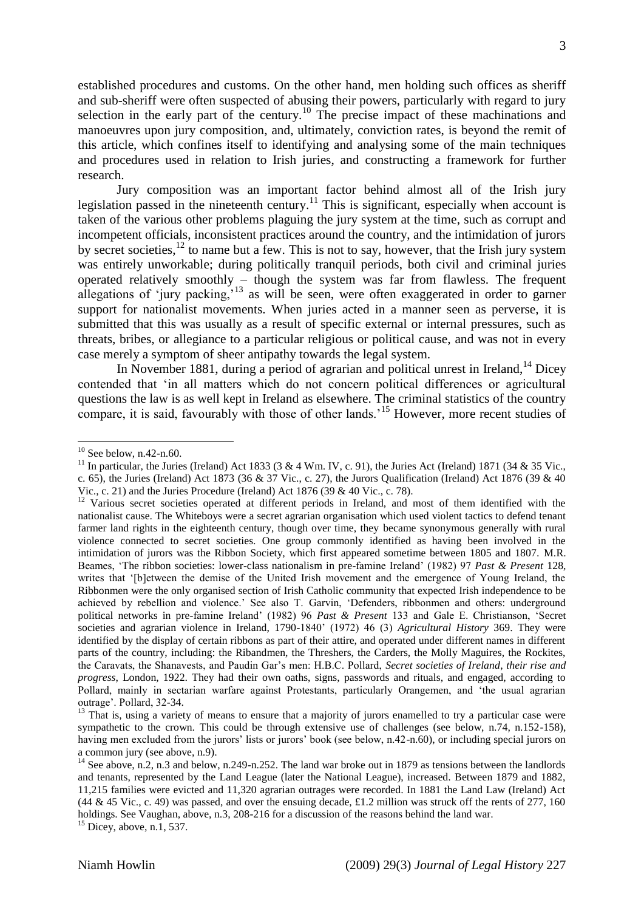established procedures and customs. On the other hand, men holding such offices as sheriff and sub-sheriff were often suspected of abusing their powers, particularly with regard to jury selection in the early part of the century.[10] The precise impact of these machinations and manoeuvres upon jury composition, and, ultimately, conviction rates, is beyond the remit of this article, which confines itself to identifying and analysing some of the main techniques and procedures used in relation to Irish juries, and constructing a framework for further research.

Jury composition was an important factor behind almost all of the Irish jury legislation passed in the nineteenth century.[11] This is significant, especially when account is taken of the various other problems plaguing the jury system at the time, such as corrupt and incompetent officials, inconsistent practices around the country, and the intimidation of jurors by secret societies,[12] to name but a few. This is not to say, however, that the Irish jury system was entirely unworkable; during politically tranquil periods, both civil and criminal juries operated relatively smoothly – though the system was far from flawless. The frequent allegations of 'jury packing,'[13] as will be seen, were often exaggerated in order to garner support for nationalist movements. When juries acted in a manner seen as perverse, it is submitted that this was usually as a result of specific external or internal pressures, such as threats, bribes, or allegiance to a particular religious or political cause, and was not in every case merely a symptom of sheer antipathy towards the legal system.

In November 1881, during a period of agrarian and political unrest in Ireland,[14] Dicey contended that 'in all matters which do not concern political differences or agricultural questions the law is as well kept in Ireland as elsewhere. The criminal statistics of the country compare, it is said, favourably with those of other lands.'[15] However, more recent studies of

---

[10] See below, n.42-n.60.

[11] In particular, the Juries (Ireland) Act 1833 (3 & 4 Wm. IV, c. 91), the Juries Act (Ireland) 1871 (34 & 35 Vic., c. 65), the Juries (Ireland) Act 1873 (36 & 37 Vic., c. 27), the Jurors Qualification (Ireland) Act 1876 (39 & 40 Vic., c. 21) and the Juries Procedure (Ireland) Act 1876 (39 & 40 Vic., c. 78).

[12] Various secret societies operated at different periods in Ireland, and most of them identified with the nationalist cause. The Whiteboys were a secret agrarian organisation which used violent tactics to defend tenant farmer land rights in the eighteenth century, though over time, they became synonymous generally with rural violence connected to secret societies. One group commonly identified as having been involved in the intimidation of jurors was the Ribbon Society, which first appeared sometime between 1805 and 1807. M.R. Beames, 'The ribbon societies: lower-class nationalism in pre-famine Ireland' (1982) 97 *Past & Present* 128, writes that '[b]etween the demise of the United Irish movement and the emergence of Young Ireland, the Ribbonmen were the only organised section of Irish Catholic community that expected Irish independence to be achieved by rebellion and violence.' See also T. Garvin, 'Defenders, ribbonmen and others: underground political networks in pre-famine Ireland' (1982) 96 *Past & Present* 133 and Gale E. Christianson, 'Secret societies and agrarian violence in Ireland, 1790-1840' (1972) 46 (3) *Agricultural History* 369. They were identified by the display of certain ribbons as part of their attire, and operated under different names in different parts of the country, including: the Ribandmen, the Threshers, the Carders, the Molly Maguires, the Rockites, the Caravats, the Shanavests, and Paudin Gar's men: H.B.C. Pollard, *Secret societies of Ireland, their rise and progress*, London, 1922. They had their own oaths, signs, passwords and rituals, and engaged, according to Pollard, mainly in sectarian warfare against Protestants, particularly Orangemen, and 'the usual agrarian outrage'. Pollard, 32-34.

[13] That is, using a variety of means to ensure that a majority of jurors enamelled to try a particular case were sympathetic to the crown. This could be through extensive use of challenges (see below, n.74, n.152-158), having men excluded from the jurors' lists or jurors' book (see below, n.42-n.60), or including special jurors on a common jury (see above, n.9).

[14] See above, n.2, n.3 and below, n.249-n.252. The land war broke out in 1879 as tensions between the landlords and tenants, represented by the Land League (later the National League), increased. Between 1879 and 1882, 11,215 families were evicted and 11,320 agrarian outrages were recorded. In 1881 the Land Law (Ireland) Act (44 & 45 Vic., c. 49) was passed, and over the ensuing decade, £1.2 million was struck off the rents of 277, 160 holdings. See Vaughan, above, n.3, 208-216 for a discussion of the reasons behind the land war.

[15] Dicey, above, n.1, 537.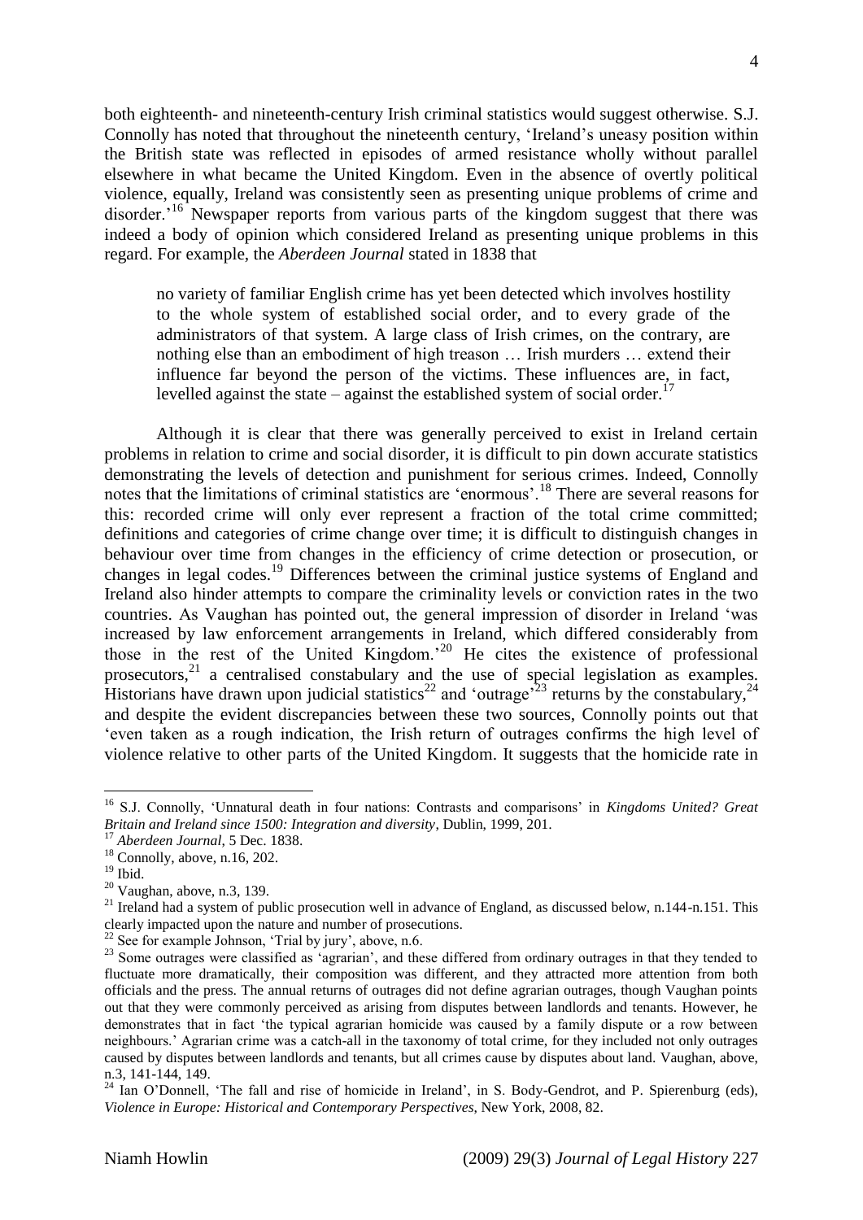both eighteenth- and nineteenth-century Irish criminal statistics would suggest otherwise. S.J. Connolly has noted that throughout the nineteenth century, 'Ireland's uneasy position within the British state was reflected in episodes of armed resistance wholly without parallel elsewhere in what became the United Kingdom. Even in the absence of overtly political violence, equally, Ireland was consistently seen as presenting unique problems of crime and disorder.'[16] Newspaper reports from various parts of the kingdom suggest that there was indeed a body of opinion which considered Ireland as presenting unique problems in this regard. For example, the *Aberdeen Journal* stated in 1838 that

> no variety of familiar English crime has yet been detected which involves hostility to the whole system of established social order, and to every grade of the administrators of that system. A large class of Irish crimes, on the contrary, are nothing else than an embodiment of high treason … Irish murders … extend their influence far beyond the person of the victims. These influences are, in fact, levelled against the state – against the established system of social order.[17]

Although it is clear that there was generally perceived to exist in Ireland certain problems in relation to crime and social disorder, it is difficult to pin down accurate statistics demonstrating the levels of detection and punishment for serious crimes. Indeed, Connolly notes that the limitations of criminal statistics are 'enormous'.[18] There are several reasons for this: recorded crime will only ever represent a fraction of the total crime committed; definitions and categories of crime change over time; it is difficult to distinguish changes in behaviour over time from changes in the efficiency of crime detection or prosecution, or changes in legal codes.[19] Differences between the criminal justice systems of England and Ireland also hinder attempts to compare the criminality levels or conviction rates in the two countries. As Vaughan has pointed out, the general impression of disorder in Ireland 'was increased by law enforcement arrangements in Ireland, which differed considerably from those in the rest of the United Kingdom.'[20] He cites the existence of professional prosecutors,[21] a centralised constabulary and the use of special legislation as examples. Historians have drawn upon judicial statistics[22] and 'outrage'[23] returns by the constabulary,[24] and despite the evident discrepancies between these two sources, Connolly points out that 'even taken as a rough indication, the Irish return of outrages confirms the high level of violence relative to other parts of the United Kingdom. It suggests that the homicide rate in

---

[16] S.J. Connolly, 'Unnatural death in four nations: Contrasts and comparisons' in *Kingdoms United? Great Britain and Ireland since 1500: Integration and diversity*, Dublin, 1999, 201.

[17] *Aberdeen Journal*, 5 Dec. 1838.

[18] Connolly, above, n.16, 202.

[19] Ibid.

[20] Vaughan, above, n.3, 139.

[21] Ireland had a system of public prosecution well in advance of England, as discussed below, n.144-n.151. This clearly impacted upon the nature and number of prosecutions.

[22] See for example Johnson, 'Trial by jury', above, n.6.

[23] Some outrages were classified as 'agrarian', and these differed from ordinary outrages in that they tended to fluctuate more dramatically, their composition was different, and they attracted more attention from both officials and the press. The annual returns of outrages did not define agrarian outrages, though Vaughan points out that they were commonly perceived as arising from disputes between landlords and tenants. However, he demonstrates that in fact 'the typical agrarian homicide was caused by a family dispute or a row between neighbours.' Agrarian crime was a catch-all in the taxonomy of total crime, for they included not only outrages caused by disputes between landlords and tenants, but all crimes cause by disputes about land. Vaughan, above, n.3, 141-144, 149.

[24] Ian O'Donnell, 'The fall and rise of homicide in Ireland', in S. Body-Gendrot, and P. Spierenburg (eds), *Violence in Europe: Historical and Contemporary Perspectives*, New York, 2008, 82.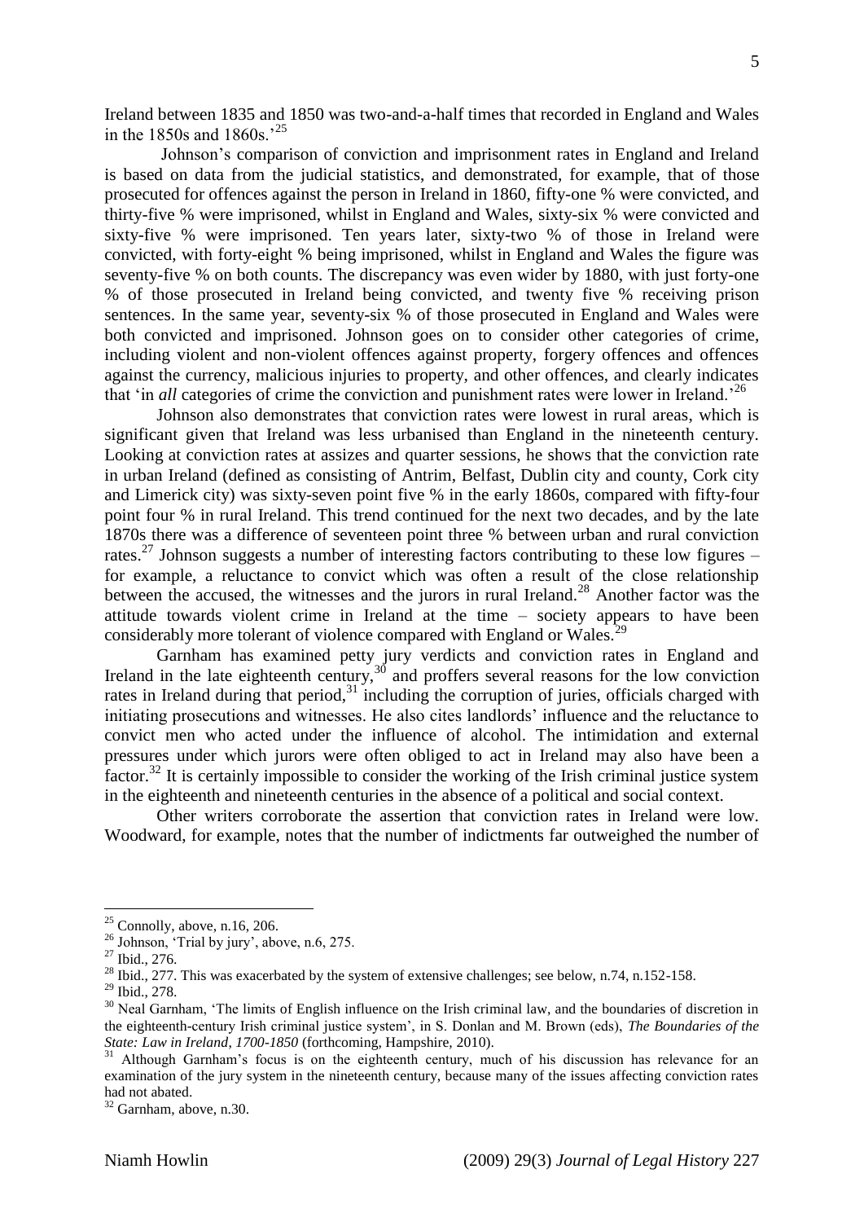Ireland between 1835 and 1850 was two-and-a-half times that recorded in England and Wales in the 1850s and 1860s.'[25]

Johnson's comparison of conviction and imprisonment rates in England and Ireland is based on data from the judicial statistics, and demonstrated, for example, that of those prosecuted for offences against the person in Ireland in 1860, fifty-one % were convicted, and thirty-five % were imprisoned, whilst in England and Wales, sixty-six % were convicted and sixty-five % were imprisoned. Ten years later, sixty-two % of those in Ireland were convicted, with forty-eight % being imprisoned, whilst in England and Wales the figure was seventy-five % on both counts. The discrepancy was even wider by 1880, with just forty-one % of those prosecuted in Ireland being convicted, and twenty five % receiving prison sentences. In the same year, seventy-six % of those prosecuted in England and Wales were both convicted and imprisoned. Johnson goes on to consider other categories of crime, including violent and non-violent offences against property, forgery offences and offences against the currency, malicious injuries to property, and other offences, and clearly indicates that 'in *all* categories of crime the conviction and punishment rates were lower in Ireland.'[26]

Johnson also demonstrates that conviction rates were lowest in rural areas, which is significant given that Ireland was less urbanised than England in the nineteenth century. Looking at conviction rates at assizes and quarter sessions, he shows that the conviction rate in urban Ireland (defined as consisting of Antrim, Belfast, Dublin city and county, Cork city and Limerick city) was sixty-seven point five % in the early 1860s, compared with fifty-four point four % in rural Ireland. This trend continued for the next two decades, and by the late 1870s there was a difference of seventeen point three % between urban and rural conviction rates.[27] Johnson suggests a number of interesting factors contributing to these low figures – for example, a reluctance to convict which was often a result of the close relationship between the accused, the witnesses and the jurors in rural Ireland.[28] Another factor was the attitude towards violent crime in Ireland at the time – society appears to have been considerably more tolerant of violence compared with England or Wales.[29]

Garnham has examined petty jury verdicts and conviction rates in England and Ireland in the late eighteenth century,[30] and proffers several reasons for the low conviction rates in Ireland during that period,[31] including the corruption of juries, officials charged with initiating prosecutions and witnesses. He also cites landlords' influence and the reluctance to convict men who acted under the influence of alcohol. The intimidation and external pressures under which jurors were often obliged to act in Ireland may also have been a factor.[32] It is certainly impossible to consider the working of the Irish criminal justice system in the eighteenth and nineteenth centuries in the absence of a political and social context.

Other writers corroborate the assertion that conviction rates in Ireland were low. Woodward, for example, notes that the number of indictments far outweighed the number of

---

[25] Connolly, above, n.16, 206.

[26] Johnson, 'Trial by jury', above, n.6, 275.

[27] Ibid., 276.

[28] Ibid., 277. This was exacerbated by the system of extensive challenges; see below, n.74, n.152-158.

[29] Ibid., 278.

[30] Neal Garnham, 'The limits of English influence on the Irish criminal law, and the boundaries of discretion in the eighteenth-century Irish criminal justice system', in S. Donlan and M. Brown (eds), *The Boundaries of the State: Law in Ireland, 1700-1850* (forthcoming, Hampshire, 2010).

[31] Although Garnham's focus is on the eighteenth century, much of his discussion has relevance for an examination of the jury system in the nineteenth century, because many of the issues affecting conviction rates had not abated.

[32] Garnham, above, n.30.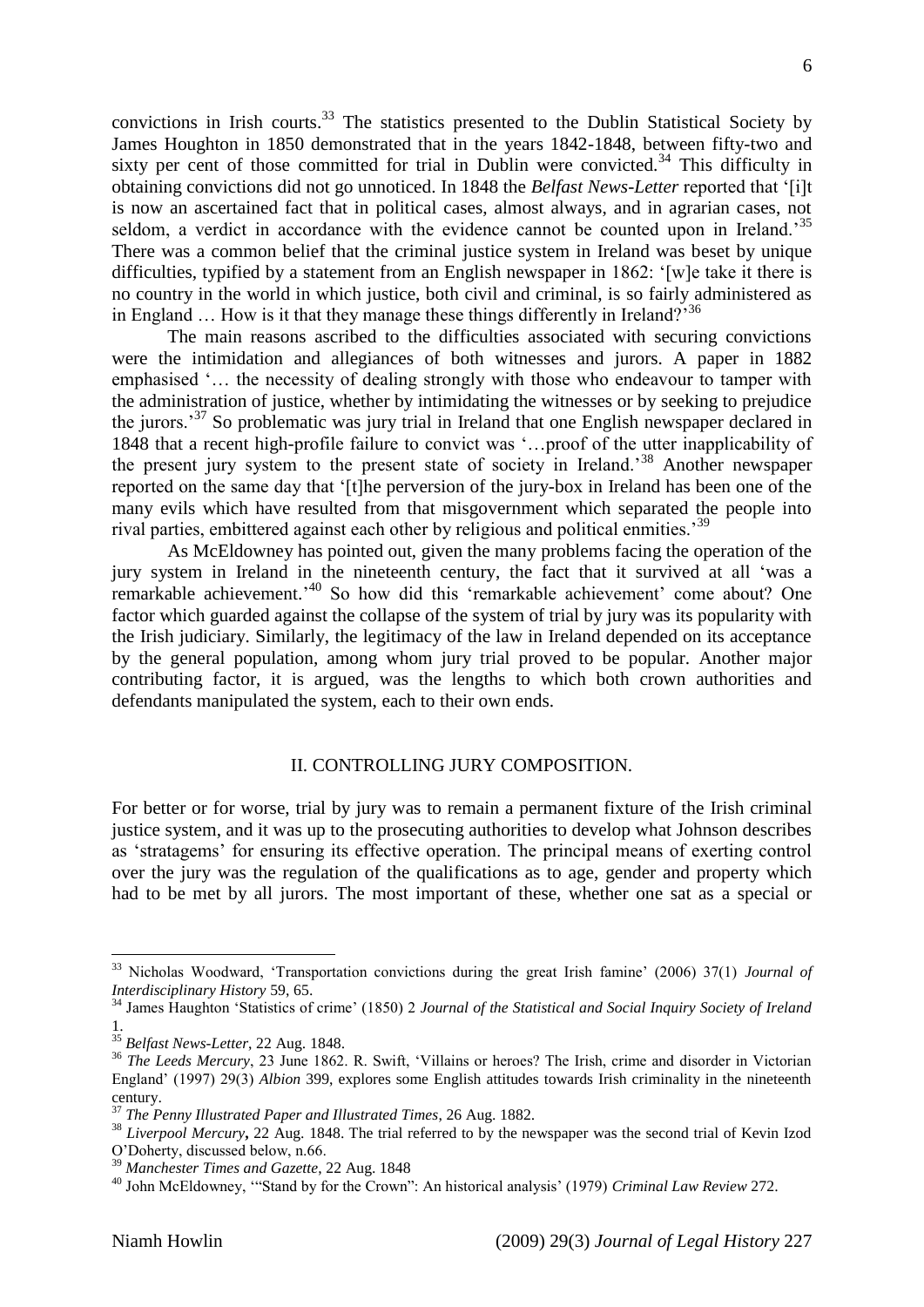convictions in Irish courts.[33] The statistics presented to the Dublin Statistical Society by James Houghton in 1850 demonstrated that in the years 1842-1848, between fifty-two and sixty per cent of those committed for trial in Dublin were convicted.[34] This difficulty in obtaining convictions did not go unnoticed. In 1848 the *Belfast News-Letter* reported that '[i]t is now an ascertained fact that in political cases, almost always, and in agrarian cases, not seldom, a verdict in accordance with the evidence cannot be counted upon in Ireland.'[35] There was a common belief that the criminal justice system in Ireland was beset by unique difficulties, typified by a statement from an English newspaper in 1862: '[w]e take it there is no country in the world in which justice, both civil and criminal, is so fairly administered as in England … How is it that they manage these things differently in Ireland?'[36]

The main reasons ascribed to the difficulties associated with securing convictions were the intimidation and allegiances of both witnesses and jurors. A paper in 1882 emphasised '… the necessity of dealing strongly with those who endeavour to tamper with the administration of justice, whether by intimidating the witnesses or by seeking to prejudice the jurors.'[37] So problematic was jury trial in Ireland that one English newspaper declared in 1848 that a recent high-profile failure to convict was '…proof of the utter inapplicability of the present jury system to the present state of society in Ireland.'[38] Another newspaper reported on the same day that '[t]he perversion of the jury-box in Ireland has been one of the many evils which have resulted from that misgovernment which separated the people into rival parties, embittered against each other by religious and political enmities.'[39]

As McEldowney has pointed out, given the many problems facing the operation of the jury system in Ireland in the nineteenth century, the fact that it survived at all 'was a remarkable achievement.'[40] So how did this 'remarkable achievement' come about? One factor which guarded against the collapse of the system of trial by jury was its popularity with the Irish judiciary. Similarly, the legitimacy of the law in Ireland depended on its acceptance by the general population, among whom jury trial proved to be popular. Another major contributing factor, it is argued, was the lengths to which both crown authorities and defendants manipulated the system, each to their own ends.

## II. CONTROLLING JURY COMPOSITION.

For better or for worse, trial by jury was to remain a permanent fixture of the Irish criminal justice system, and it was up to the prosecuting authorities to develop what Johnson describes as 'stratagems' for ensuring its effective operation. The principal means of exerting control over the jury was the regulation of the qualifications as to age, gender and property which had to be met by all jurors. The most important of these, whether one sat as a special or

---

[33] Nicholas Woodward, 'Transportation convictions during the great Irish famine' (2006) 37(1) *Journal of Interdisciplinary History* 59, 65.

[34] James Haughton 'Statistics of crime' (1850) 2 *Journal of the Statistical and Social Inquiry Society of Ireland* 1.

[35] *Belfast News-Letter*, 22 Aug. 1848.

[36] *The Leeds Mercury*, 23 June 1862. R. Swift, 'Villains or heroes? The Irish, crime and disorder in Victorian England' (1997) 29(3) *Albion* 399, explores some English attitudes towards Irish criminality in the nineteenth century.

[37] *The Penny Illustrated Paper and Illustrated Times*, 26 Aug. 1882.

[38] *Liverpool Mercury*, 22 Aug. 1848. The trial referred to by the newspaper was the second trial of Kevin Izod O'Doherty, discussed below, n.66.

[39] *Manchester Times and Gazette*, 22 Aug. 1848

[40] John McEldowney, '"Stand by for the Crown": An historical analysis' (1979) *Criminal Law Review* 272.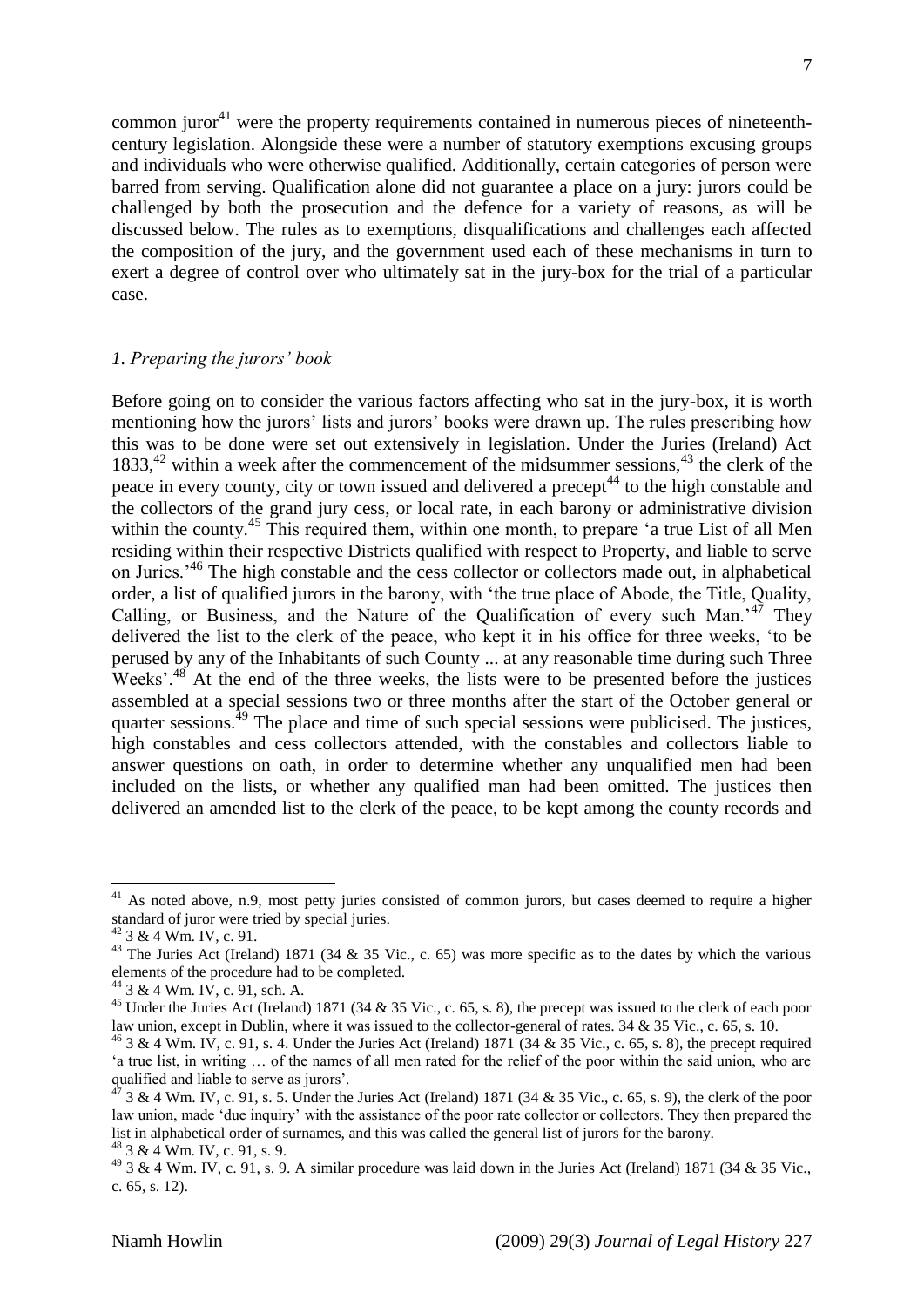common juror[41] were the property requirements contained in numerous pieces of nineteenth-century legislation. Alongside these were a number of statutory exemptions excusing groups and individuals who were otherwise qualified. Additionally, certain categories of person were barred from serving. Qualification alone did not guarantee a place on a jury: jurors could be challenged by both the prosecution and the defence for a variety of reasons, as will be discussed below. The rules as to exemptions, disqualifications and challenges each affected the composition of the jury, and the government used each of these mechanisms in turn to exert a degree of control over who ultimately sat in the jury-box for the trial of a particular case.

### *1. Preparing the jurors' book*

Before going on to consider the various factors affecting who sat in the jury-box, it is worth mentioning how the jurors' lists and jurors' books were drawn up. The rules prescribing how this was to be done were set out extensively in legislation. Under the Juries (Ireland) Act 1833,[42] within a week after the commencement of the midsummer sessions,[43] the clerk of the peace in every county, city or town issued and delivered a precept[44] to the high constable and the collectors of the grand jury cess, or local rate, in each barony or administrative division within the county.[45] This required them, within one month, to prepare 'a true List of all Men residing within their respective Districts qualified with respect to Property, and liable to serve on Juries.'[46] The high constable and the cess collector or collectors made out, in alphabetical order, a list of qualified jurors in the barony, with 'the true place of Abode, the Title, Quality, Calling, or Business, and the Nature of the Qualification of every such Man.'[47] They delivered the list to the clerk of the peace, who kept it in his office for three weeks, 'to be perused by any of the Inhabitants of such County ... at any reasonable time during such Three Weeks'.[48] At the end of the three weeks, the lists were to be presented before the justices assembled at a special sessions two or three months after the start of the October general or quarter sessions.[49] The place and time of such special sessions were publicised. The justices, high constables and cess collectors attended, with the constables and collectors liable to answer questions on oath, in order to determine whether any unqualified men had been included on the lists, or whether any qualified man had been omitted. The justices then delivered an amended list to the clerk of the peace, to be kept among the county records and

---

[41] As noted above, n.9, most petty juries consisted of common jurors, but cases deemed to require a higher standard of juror were tried by special juries.

[42] 3 & 4 Wm. IV, c. 91.

[43] The Juries Act (Ireland) 1871 (34 & 35 Vic., c. 65) was more specific as to the dates by which the various elements of the procedure had to be completed.

[44] 3 & 4 Wm. IV, c. 91, sch. A.

[45] Under the Juries Act (Ireland) 1871 (34 & 35 Vic., c. 65, s. 8), the precept was issued to the clerk of each poor law union, except in Dublin, where it was issued to the collector-general of rates. 34 & 35 Vic., c. 65, s. 10.

[46] 3 & 4 Wm. IV, c. 91, s. 4. Under the Juries Act (Ireland) 1871 (34 & 35 Vic., c. 65, s. 8), the precept required 'a true list, in writing … of the names of all men rated for the relief of the poor within the said union, who are qualified and liable to serve as jurors'.

[47] 3 & 4 Wm. IV, c. 91, s. 5. Under the Juries Act (Ireland) 1871 (34 & 35 Vic., c. 65, s. 9), the clerk of the poor law union, made 'due inquiry' with the assistance of the poor rate collector or collectors. They then prepared the list in alphabetical order of surnames, and this was called the general list of jurors for the barony.

[48] 3 & 4 Wm. IV, c. 91, s. 9.

[49] 3 & 4 Wm. IV, c. 91, s. 9. A similar procedure was laid down in the Juries Act (Ireland) 1871 (34 & 35 Vic., c. 65, s. 12).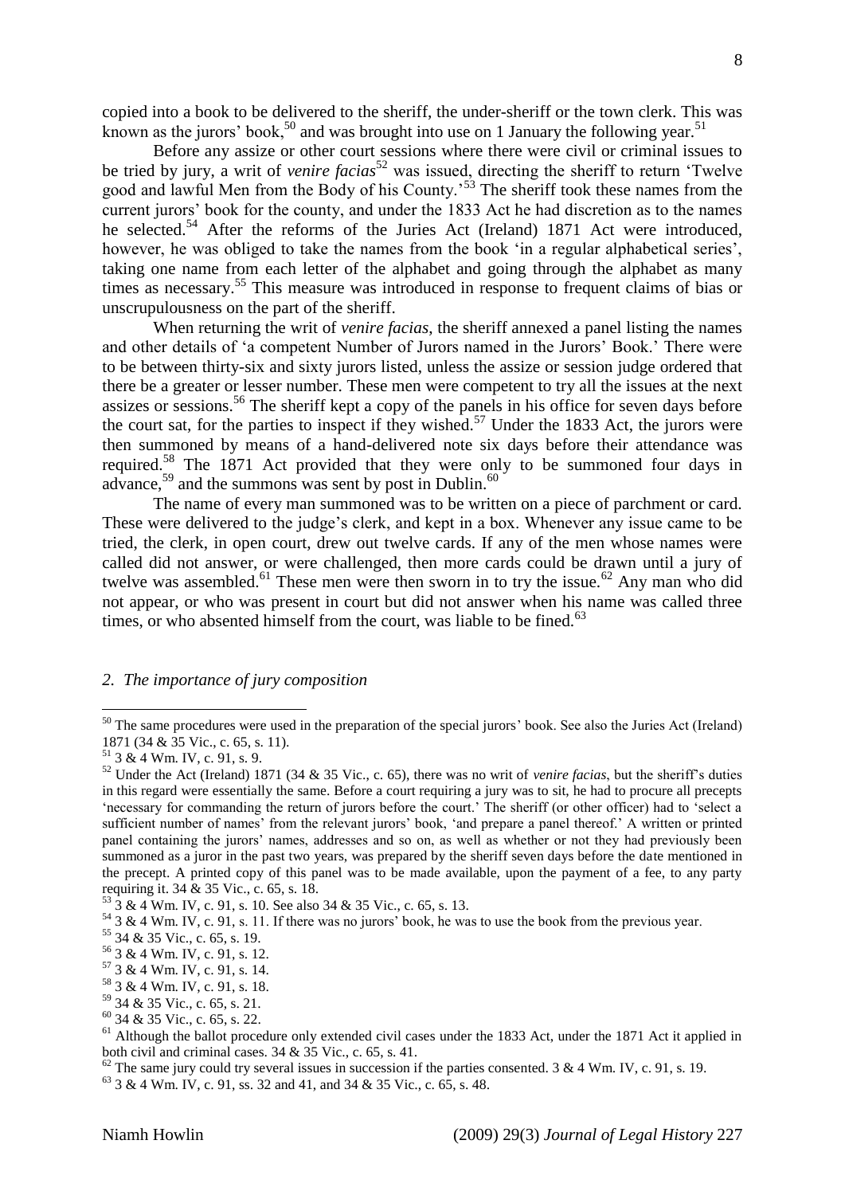copied into a book to be delivered to the sheriff, the under-sheriff or the town clerk. This was known as the jurors' book,[50] and was brought into use on 1 January the following year.[51]

Before any assize or other court sessions where there were civil or criminal issues to be tried by jury, a writ of *venire facias*[52] was issued, directing the sheriff to return 'Twelve good and lawful Men from the Body of his County.'[53] The sheriff took these names from the current jurors' book for the county, and under the 1833 Act he had discretion as to the names he selected.[54] After the reforms of the Juries Act (Ireland) 1871 Act were introduced, however, he was obliged to take the names from the book 'in a regular alphabetical series', taking one name from each letter of the alphabet and going through the alphabet as many times as necessary.[55] This measure was introduced in response to frequent claims of bias or unscrupulousness on the part of the sheriff.

When returning the writ of *venire facias*, the sheriff annexed a panel listing the names and other details of 'a competent Number of Jurors named in the Jurors' Book.' There were to be between thirty-six and sixty jurors listed, unless the assize or session judge ordered that there be a greater or lesser number. These men were competent to try all the issues at the next assizes or sessions.[56] The sheriff kept a copy of the panels in his office for seven days before the court sat, for the parties to inspect if they wished.[57] Under the 1833 Act, the jurors were then summoned by means of a hand-delivered note six days before their attendance was required.[58] The 1871 Act provided that they were only to be summoned four days in advance,[59] and the summons was sent by post in Dublin.[60]

The name of every man summoned was to be written on a piece of parchment or card. These were delivered to the judge's clerk, and kept in a box. Whenever any issue came to be tried, the clerk, in open court, drew out twelve cards. If any of the men whose names were called did not answer, or were challenged, then more cards could be drawn until a jury of twelve was assembled.[61] These men were then sworn in to try the issue.[62] Any man who did not appear, or who was present in court but did not answer when his name was called three times, or who absented himself from the court, was liable to be fined.[63]

## *2. The importance of jury composition*

---

[50] The same procedures were used in the preparation of the special jurors' book. See also the Juries Act (Ireland) 1871 (34 & 35 Vic., c. 65, s. 11).

[51] 3 & 4 Wm. IV, c. 91, s. 9.

[52] Under the Act (Ireland) 1871 (34 & 35 Vic., c. 65), there was no writ of *venire facias*, but the sheriff's duties in this regard were essentially the same. Before a court requiring a jury was to sit, he had to procure all precepts 'necessary for commanding the return of jurors before the court.' The sheriff (or other officer) had to 'select a sufficient number of names' from the relevant jurors' book, 'and prepare a panel thereof.' A written or printed panel containing the jurors' names, addresses and so on, as well as whether or not they had previously been summoned as a juror in the past two years, was prepared by the sheriff seven days before the date mentioned in the precept. A printed copy of this panel was to be made available, upon the payment of a fee, to any party requiring it. 34 & 35 Vic., c. 65, s. 18.

[53] 3 & 4 Wm. IV, c. 91, s. 10. See also 34 & 35 Vic., c. 65, s. 13.

[54] 3 & 4 Wm. IV, c. 91, s. 11. If there was no jurors' book, he was to use the book from the previous year.

[55] 34 & 35 Vic., c. 65, s. 19.

[56] 3 & 4 Wm. IV, c. 91, s. 12.

[57] 3 & 4 Wm. IV, c. 91, s. 14.

[58] 3 & 4 Wm. IV, c. 91, s. 18.

[59] 34 & 35 Vic., c. 65, s. 21.

[60] 34 & 35 Vic., c. 65, s. 22.

[61] Although the ballot procedure only extended civil cases under the 1833 Act, under the 1871 Act it applied in both civil and criminal cases. 34 & 35 Vic., c. 65, s. 41.

[62] The same jury could try several issues in succession if the parties consented. 3 & 4 Wm. IV, c. 91, s. 19.

[63] 3 & 4 Wm. IV, c. 91, ss. 32 and 41, and 34 & 35 Vic., c. 65, s. 48.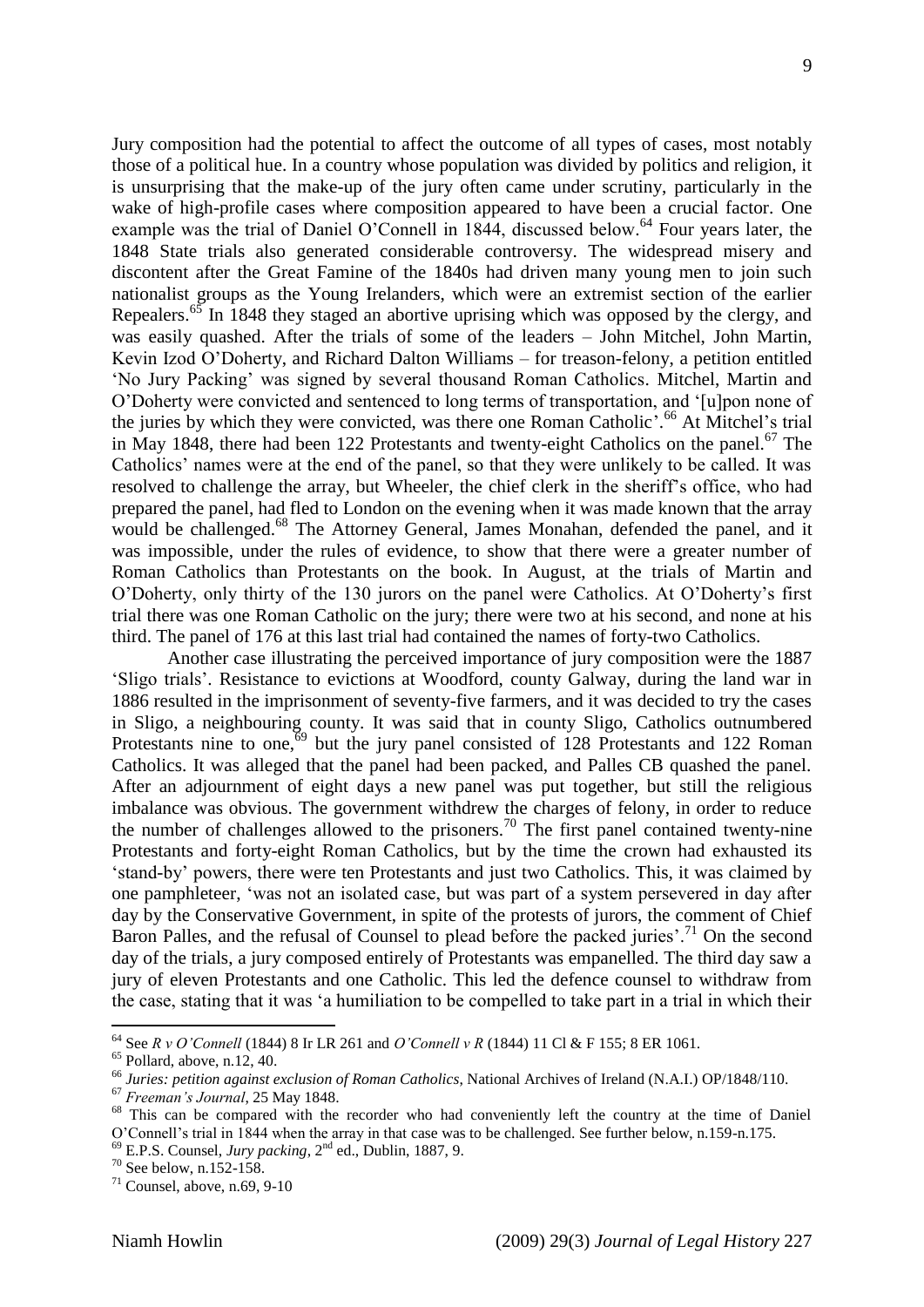Jury composition had the potential to affect the outcome of all types of cases, most notably those of a political hue. In a country whose population was divided by politics and religion, it is unsurprising that the make-up of the jury often came under scrutiny, particularly in the wake of high-profile cases where composition appeared to have been a crucial factor. One example was the trial of Daniel O'Connell in 1844, discussed below.[64] Four years later, the 1848 State trials also generated considerable controversy. The widespread misery and discontent after the Great Famine of the 1840s had driven many young men to join such nationalist groups as the Young Irelanders, which were an extremist section of the earlier Repealers.[65] In 1848 they staged an abortive uprising which was opposed by the clergy, and was easily quashed. After the trials of some of the leaders – John Mitchel, John Martin, Kevin Izod O'Doherty, and Richard Dalton Williams – for treason-felony, a petition entitled 'No Jury Packing' was signed by several thousand Roman Catholics. Mitchel, Martin and O'Doherty were convicted and sentenced to long terms of transportation, and '[u]pon none of the juries by which they were convicted, was there one Roman Catholic'.[66] At Mitchel's trial in May 1848, there had been 122 Protestants and twenty-eight Catholics on the panel.[67] The Catholics' names were at the end of the panel, so that they were unlikely to be called. It was resolved to challenge the array, but Wheeler, the chief clerk in the sheriff's office, who had prepared the panel, had fled to London on the evening when it was made known that the array would be challenged.[68] The Attorney General, James Monahan, defended the panel, and it was impossible, under the rules of evidence, to show that there were a greater number of Roman Catholics than Protestants on the book. In August, at the trials of Martin and O'Doherty, only thirty of the 130 jurors on the panel were Catholics. At O'Doherty's first trial there was one Roman Catholic on the jury; there were two at his second, and none at his third. The panel of 176 at this last trial had contained the names of forty-two Catholics.

Another case illustrating the perceived importance of jury composition were the 1887 'Sligo trials'. Resistance to evictions at Woodford, county Galway, during the land war in 1886 resulted in the imprisonment of seventy-five farmers, and it was decided to try the cases in Sligo, a neighbouring county. It was said that in county Sligo, Catholics outnumbered Protestants nine to one,[69] but the jury panel consisted of 128 Protestants and 122 Roman Catholics. It was alleged that the panel had been packed, and Palles CB quashed the panel. After an adjournment of eight days a new panel was put together, but still the religious imbalance was obvious. The government withdrew the charges of felony, in order to reduce the number of challenges allowed to the prisoners.[70] The first panel contained twenty-nine Protestants and forty-eight Roman Catholics, but by the time the crown had exhausted its 'stand-by' powers, there were ten Protestants and just two Catholics. This, it was claimed by one pamphleteer, 'was not an isolated case, but was part of a system persevered in day after day by the Conservative Government, in spite of the protests of jurors, the comment of Chief Baron Palles, and the refusal of Counsel to plead before the packed juries'.[71] On the second day of the trials, a jury composed entirely of Protestants was empanelled. The third day saw a jury of eleven Protestants and one Catholic. This led the defence counsel to withdraw from the case, stating that it was 'a humiliation to be compelled to take part in a trial in which their

---

[64] See *R v O'Connell* (1844) 8 Ir LR 261 and *O'Connell v R* (1844) 11 Cl & F 155; 8 ER 1061.

[65] Pollard, above, n.12, 40.

[66] *Juries: petition against exclusion of Roman Catholics*, National Archives of Ireland (N.A.I.) OP/1848/110.

[67] *Freeman's Journal*, 25 May 1848.

[68] This can be compared with the recorder who had conveniently left the country at the time of Daniel O'Connell's trial in 1844 when the array in that case was to be challenged. See further below, n.159-n.175.

[69] E.P.S. Counsel, *Jury packing*, 2nd ed., Dublin, 1887, 9.

[70] See below, n.152-158.

[71] Counsel, above, n.69, 9-10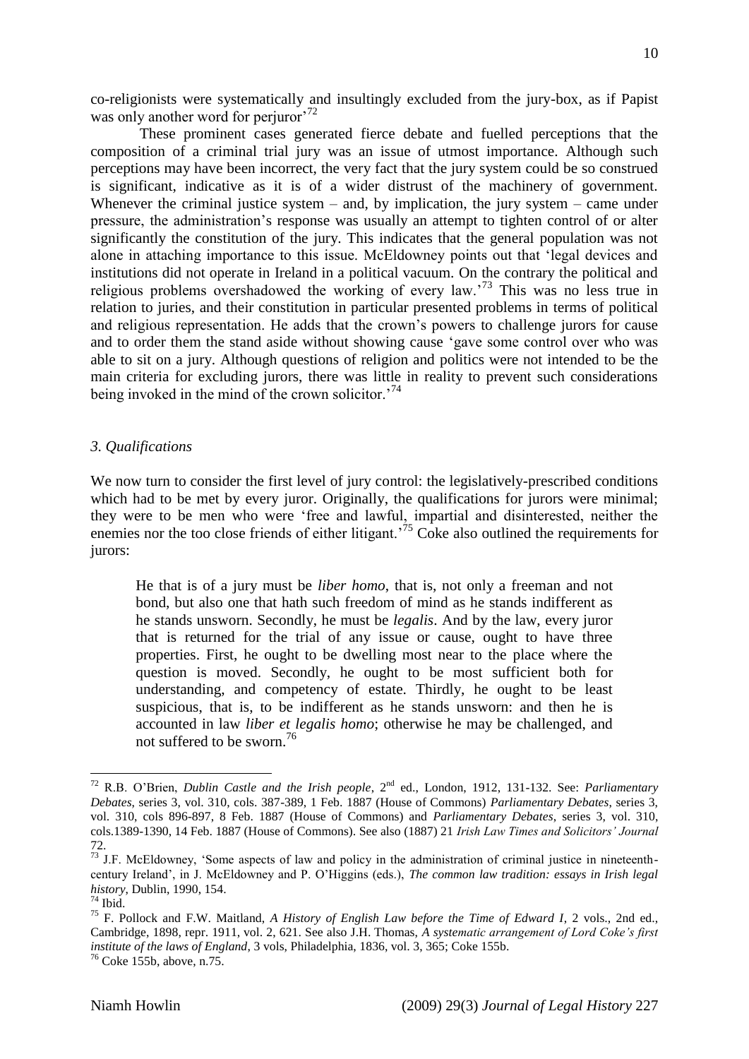co-religionists were systematically and insultingly excluded from the jury-box, as if Papist was only another word for perjuror'[72]

These prominent cases generated fierce debate and fuelled perceptions that the composition of a criminal trial jury was an issue of utmost importance. Although such perceptions may have been incorrect, the very fact that the jury system could be so construed is significant, indicative as it is of a wider distrust of the machinery of government. Whenever the criminal justice system – and, by implication, the jury system – came under pressure, the administration's response was usually an attempt to tighten control of or alter significantly the constitution of the jury. This indicates that the general population was not alone in attaching importance to this issue. McEldowney points out that 'legal devices and institutions did not operate in Ireland in a political vacuum. On the contrary the political and religious problems overshadowed the working of every law.'[73] This was no less true in relation to juries, and their constitution in particular presented problems in terms of political and religious representation. He adds that the crown's powers to challenge jurors for cause and to order them the stand aside without showing cause 'gave some control over who was able to sit on a jury. Although questions of religion and politics were not intended to be the main criteria for excluding jurors, there was little in reality to prevent such considerations being invoked in the mind of the crown solicitor.'[74]

### *3. Qualifications*

We now turn to consider the first level of jury control: the legislatively-prescribed conditions which had to be met by every juror. Originally, the qualifications for jurors were minimal; they were to be men who were 'free and lawful, impartial and disinterested, neither the enemies nor the too close friends of either litigant.'[75] Coke also outlined the requirements for jurors:

> He that is of a jury must be *liber homo*, that is, not only a freeman and not bond, but also one that hath such freedom of mind as he stands indifferent as he stands unsworn. Secondly, he must be *legalis*. And by the law, every juror that is returned for the trial of any issue or cause, ought to have three properties. First, he ought to be dwelling most near to the place where the question is moved. Secondly, he ought to be most sufficient both for understanding, and competency of estate. Thirdly, he ought to be least suspicious, that is, to be indifferent as he stands unsworn: and then he is accounted in law *liber et legalis homo*; otherwise he may be challenged, and not suffered to be sworn.[76]

---

[72] R.B. O'Brien, *Dublin Castle and the Irish people*, 2nd ed., London, 1912, 131-132. See: *Parliamentary Debates*, series 3, vol. 310, cols. 387-389, 1 Feb. 1887 (House of Commons) *Parliamentary Debates*, series 3, vol. 310, cols 896-897, 8 Feb. 1887 (House of Commons) and *Parliamentary Debates*, series 3, vol. 310, cols.1389-1390, 14 Feb. 1887 (House of Commons). See also (1887) 21 *Irish Law Times and Solicitors' Journal* 72.

[73] J.F. McEldowney, 'Some aspects of law and policy in the administration of criminal justice in nineteenth-century Ireland', in J. McEldowney and P. O'Higgins (eds.), *The common law tradition: essays in Irish legal history*, Dublin, 1990, 154.

[74] Ibid.

[75] F. Pollock and F.W. Maitland, *A History of English Law before the Time of Edward I*, 2 vols., 2nd ed., Cambridge, 1898, repr. 1911, vol. 2, 621. See also J.H. Thomas, *A systematic arrangement of Lord Coke's first institute of the laws of England*, 3 vols, Philadelphia, 1836, vol. 3, 365; Coke 155b.

[76] Coke 155b, above, n.75.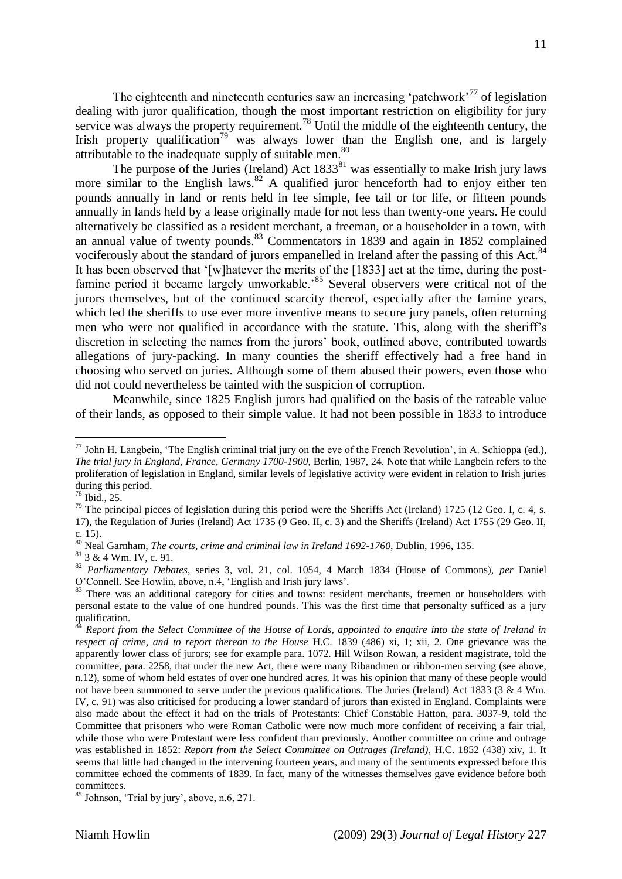The eighteenth and nineteenth centuries saw an increasing 'patchwork'[77] of legislation dealing with juror qualification, though the most important restriction on eligibility for jury service was always the property requirement.[78] Until the middle of the eighteenth century, the Irish property qualification[79] was always lower than the English one, and is largely attributable to the inadequate supply of suitable men.[80]

The purpose of the Juries (Ireland) Act 1833[81] was essentially to make Irish jury laws more similar to the English laws.[82] A qualified juror henceforth had to enjoy either ten pounds annually in land or rents held in fee simple, fee tail or for life, or fifteen pounds annually in lands held by a lease originally made for not less than twenty-one years. He could alternatively be classified as a resident merchant, a freeman, or a householder in a town, with an annual value of twenty pounds.[83] Commentators in 1839 and again in 1852 complained vociferously about the standard of jurors empanelled in Ireland after the passing of this Act.[84] It has been observed that '[w]hatever the merits of the [1833] act at the time, during the post-famine period it became largely unworkable.'[85] Several observers were critical not of the jurors themselves, but of the continued scarcity thereof, especially after the famine years, which led the sheriffs to use ever more inventive means to secure jury panels, often returning men who were not qualified in accordance with the statute. This, along with the sheriff's discretion in selecting the names from the jurors' book, outlined above, contributed towards allegations of jury-packing. In many counties the sheriff effectively had a free hand in choosing who served on juries. Although some of them abused their powers, even those who did not could nevertheless be tainted with the suspicion of corruption.

Meanwhile, since 1825 English jurors had qualified on the basis of the rateable value of their lands, as opposed to their simple value. It had not been possible in 1833 to introduce

---

[77] John H. Langbein, 'The English criminal trial jury on the eve of the French Revolution', in A. Schioppa (ed.), *The trial jury in England, France, Germany 1700-1900*, Berlin, 1987, 24. Note that while Langbein refers to the proliferation of legislation in England, similar levels of legislative activity were evident in relation to Irish juries during this period.

[78] Ibid., 25.

[79] The principal pieces of legislation during this period were the Sheriffs Act (Ireland) 1725 (12 Geo. I, c. 4, s. 17), the Regulation of Juries (Ireland) Act 1735 (9 Geo. II, c. 3) and the Sheriffs (Ireland) Act 1755 (29 Geo. II, c. 15).

[80] Neal Garnham, *The courts, crime and criminal law in Ireland 1692-1760*, Dublin, 1996, 135.

[81] 3 & 4 Wm. IV, c. 91.

[82] *Parliamentary Debates*, series 3, vol. 21, col. 1054, 4 March 1834 (House of Commons), *per* Daniel O'Connell. See Howlin, above, n.4, 'English and Irish jury laws'.

[83] There was an additional category for cities and towns: resident merchants, freemen or householders with personal estate to the value of one hundred pounds. This was the first time that personalty sufficed as a jury qualification.

[84] *Report from the Select Committee of the House of Lords, appointed to enquire into the state of Ireland in respect of crime, and to report thereon to the House* H.C. 1839 (486) xi, 1; xii, 2. One grievance was the apparently lower class of jurors; see for example para. 1072. Hill Wilson Rowan, a resident magistrate, told the committee, para. 2258, that under the new Act, there were many Ribandmen or ribbon-men serving (see above, n.12), some of whom held estates of over one hundred acres. It was his opinion that many of these people would not have been summoned to serve under the previous qualifications. The Juries (Ireland) Act 1833 (3 & 4 Wm. IV, c. 91) was also criticised for producing a lower standard of jurors than existed in England. Complaints were also made about the effect it had on the trials of Protestants: Chief Constable Hatton, para. 3037-9, told the Committee that prisoners who were Roman Catholic were now much more confident of receiving a fair trial, while those who were Protestant were less confident than previously. Another committee on crime and outrage was established in 1852: *Report from the Select Committee on Outrages (Ireland)*, H.C. 1852 (438) xiv, 1. It seems that little had changed in the intervening fourteen years, and many of the sentiments expressed before this committee echoed the comments of 1839. In fact, many of the witnesses themselves gave evidence before both committees.

[85] Johnson, 'Trial by jury', above, n.6, 271.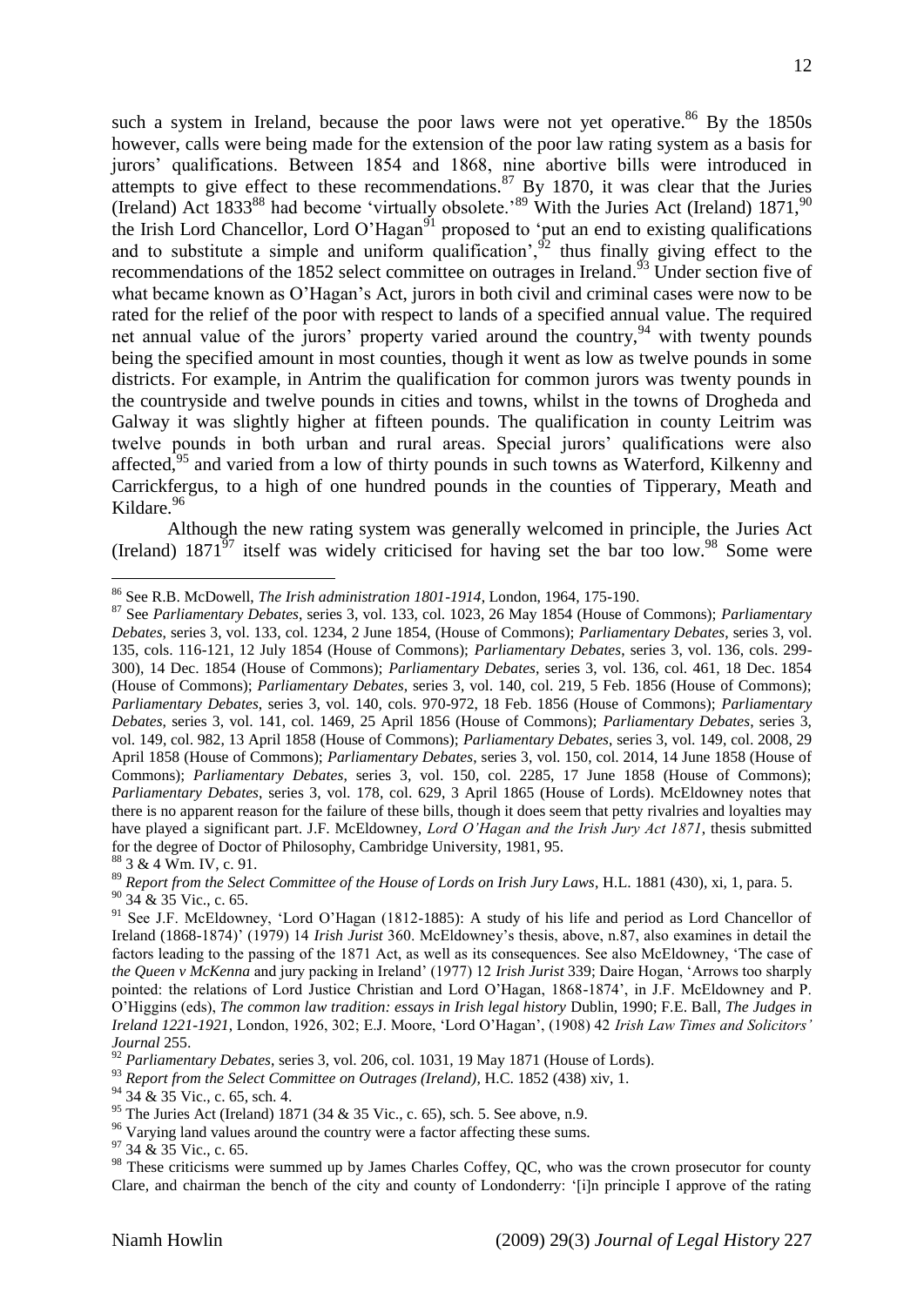such a system in Ireland, because the poor laws were not yet operative.[86] By the 1850s however, calls were being made for the extension of the poor law rating system as a basis for jurors' qualifications. Between 1854 and 1868, nine abortive bills were introduced in attempts to give effect to these recommendations.[87] By 1870, it was clear that the Juries (Ireland) Act 1833[88] had become 'virtually obsolete.'[89] With the Juries Act (Ireland) 1871,[90] the Irish Lord Chancellor, Lord O'Hagan[91] proposed to 'put an end to existing qualifications and to substitute a simple and uniform qualification',[92] thus finally giving effect to the recommendations of the 1852 select committee on outrages in Ireland.[93] Under section five of what became known as O'Hagan's Act, jurors in both civil and criminal cases were now to be rated for the relief of the poor with respect to lands of a specified annual value. The required net annual value of the jurors' property varied around the country,[94] with twenty pounds being the specified amount in most counties, though it went as low as twelve pounds in some districts. For example, in Antrim the qualification for common jurors was twenty pounds in the countryside and twelve pounds in cities and towns, whilst in the towns of Drogheda and Galway it was slightly higher at fifteen pounds. The qualification in county Leitrim was twelve pounds in both urban and rural areas. Special jurors' qualifications were also affected,[95] and varied from a low of thirty pounds in such towns as Waterford, Kilkenny and Carrickfergus, to a high of one hundred pounds in the counties of Tipperary, Meath and Kildare.[96]

Although the new rating system was generally welcomed in principle, the Juries Act (Ireland) 1871[97] itself was widely criticised for having set the bar too low.[98] Some were

---

[86] See R.B. McDowell, *The Irish administration 1801-1914*, London, 1964, 175-190.

[87] See *Parliamentary Debates*, series 3, vol. 133, col. 1023, 26 May 1854 (House of Commons); *Parliamentary Debates*, series 3, vol. 133, col. 1234, 2 June 1854, (House of Commons); *Parliamentary Debates*, series 3, vol. 135, cols. 116-121, 12 July 1854 (House of Commons); *Parliamentary Debates*, series 3, vol. 136, cols. 299-300), 14 Dec. 1854 (House of Commons); *Parliamentary Debates*, series 3, vol. 136, col. 461, 18 Dec. 1854 (House of Commons); *Parliamentary Debates*, series 3, vol. 140, col. 219, 5 Feb. 1856 (House of Commons); *Parliamentary Debates*, series 3, vol. 140, cols. 970-972, 18 Feb. 1856 (House of Commons); *Parliamentary Debates*, series 3, vol. 141, col. 1469, 25 April 1856 (House of Commons); *Parliamentary Debates*, series 3, vol. 149, col. 982, 13 April 1858 (House of Commons); *Parliamentary Debates*, series 3, vol. 149, col. 2008, 29 April 1858 (House of Commons); *Parliamentary Debates*, series 3, vol. 150, col. 2014, 14 June 1858 (House of Commons); *Parliamentary Debates*, series 3, vol. 150, col. 2285, 17 June 1858 (House of Commons); *Parliamentary Debates*, series 3, vol. 178, col. 629, 3 April 1865 (House of Lords). McEldowney notes that there is no apparent reason for the failure of these bills, though it does seem that petty rivalries and loyalties may have played a significant part. J.F. McEldowney, *Lord O'Hagan and the Irish Jury Act 1871*, thesis submitted for the degree of Doctor of Philosophy, Cambridge University, 1981, 95.

[88] 3 & 4 Wm. IV, c. 91.

[89] *Report from the Select Committee of the House of Lords on Irish Jury Laws*, H.L. 1881 (430), xi, 1, para. 5.

[90] 34 & 35 Vic., c. 65.

[91] See J.F. McEldowney, 'Lord O'Hagan (1812-1885): A study of his life and period as Lord Chancellor of Ireland (1868-1874)' (1979) 14 *Irish Jurist* 360. McEldowney's thesis, above, n.87, also examines in detail the factors leading to the passing of the 1871 Act, as well as its consequences. See also McEldowney, 'The case of *the Queen v McKenna* and jury packing in Ireland' (1977) 12 *Irish Jurist* 339; Daire Hogan, 'Arrows too sharply pointed: the relations of Lord Justice Christian and Lord O'Hagan, 1868-1874', in J.F. McEldowney and P. O'Higgins (eds), *The common law tradition: essays in Irish legal history* Dublin, 1990; F.E. Ball, *The Judges in Ireland 1221-1921*, London, 1926, 302; E.J. Moore, 'Lord O'Hagan', (1908) 42 *Irish Law Times and Solicitors' Journal* 255.

[92] *Parliamentary Debates*, series 3, vol. 206, col. 1031, 19 May 1871 (House of Lords).

[93] *Report from the Select Committee on Outrages (Ireland)*, H.C. 1852 (438) xiv, 1.

[94] 34 & 35 Vic., c. 65, sch. 4.

[95] The Juries Act (Ireland) 1871 (34 & 35 Vic., c. 65), sch. 5. See above, n.9.

[96] Varying land values around the country were a factor affecting these sums.

[97] 34 & 35 Vic., c. 65.

[98] These criticisms were summed up by James Charles Coffey, QC, who was the crown prosecutor for county Clare, and chairman the bench of the city and county of Londonderry: '[i]n principle I approve of the rating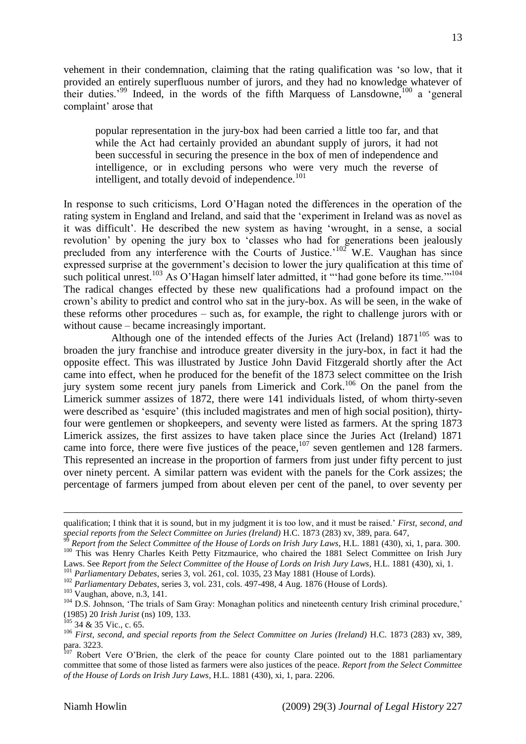vehement in their condemnation, claiming that the rating qualification was 'so low, that it provided an entirely superfluous number of jurors, and they had no knowledge whatever of their duties.'[99] Indeed, in the words of the fifth Marquess of Lansdowne,[100] a 'general complaint' arose that

> popular representation in the jury-box had been carried a little too far, and that while the Act had certainly provided an abundant supply of jurors, it had not been successful in securing the presence in the box of men of independence and intelligence, or in excluding persons who were very much the reverse of intelligent, and totally devoid of independence.[101]

In response to such criticisms, Lord O'Hagan noted the differences in the operation of the rating system in England and Ireland, and said that the 'experiment in Ireland was as novel as it was difficult'. He described the new system as having 'wrought, in a sense, a social revolution' by opening the jury box to 'classes who had for generations been jealously precluded from any interference with the Courts of Justice.'[102] W.E. Vaughan has since expressed surprise at the government's decision to lower the jury qualification at this time of such political unrest.[103] As O'Hagan himself later admitted, it "'had gone before its time.'"[104] The radical changes effected by these new qualifications had a profound impact on the crown's ability to predict and control who sat in the jury-box. As will be seen, in the wake of these reforms other procedures – such as, for example, the right to challenge jurors with or without cause – became increasingly important.

Although one of the intended effects of the Juries Act (Ireland) 1871[105] was to broaden the jury franchise and introduce greater diversity in the jury-box, in fact it had the opposite effect. This was illustrated by Justice John David Fitzgerald shortly after the Act came into effect, when he produced for the benefit of the 1873 select committee on the Irish jury system some recent jury panels from Limerick and Cork.[106] On the panel from the Limerick summer assizes of 1872, there were 141 individuals listed, of whom thirty-seven were described as 'esquire' (this included magistrates and men of high social position), thirty-four were gentlemen or shopkeepers, and seventy were listed as farmers. At the spring 1873 Limerick assizes, the first assizes to have taken place since the Juries Act (Ireland) 1871 came into force, there were five justices of the peace,[107] seven gentlemen and 128 farmers. This represented an increase in the proportion of farmers from just under fifty percent to just over ninety percent. A similar pattern was evident with the panels for the Cork assizes; the percentage of farmers jumped from about eleven per cent of the panel, to over seventy per

---

qualification; I think that it is sound, but in my judgment it is too low, and it must be raised.' *First, second, and special reports from the Select Committee on Juries (Ireland)* H.C. 1873 (283) xv, 389, para. 647,

[99] *Report from the Select Committee of the House of Lords on Irish Jury Laws*, H.L. 1881 (430), xi, 1, para. 300.

[100] This was Henry Charles Keith Petty Fitzmaurice, who chaired the 1881 Select Committee on Irish Jury Laws. See *Report from the Select Committee of the House of Lords on Irish Jury Laws*, H.L. 1881 (430), xi, 1.

[101] *Parliamentary Debates*, series 3, vol. 261, col. 1035, 23 May 1881 (House of Lords).

[102] *Parliamentary Debates*, series 3, vol. 231, cols. 497-498, 4 Aug. 1876 (House of Lords).

[103] Vaughan, above, n.3, 141.

[104] D.S. Johnson, 'The trials of Sam Gray: Monaghan politics and nineteenth century Irish criminal procedure,' (1985) 20 *Irish Jurist* (ns) 109, 133.

[105] 34 & 35 Vic., c. 65.

[106] *First, second, and special reports from the Select Committee on Juries (Ireland)* H.C. 1873 (283) xv, 389, para. 3223.

[107] Robert Vere O'Brien, the clerk of the peace for county Clare pointed out to the 1881 parliamentary committee that some of those listed as farmers were also justices of the peace. *Report from the Select Committee of the House of Lords on Irish Jury Laws*, H.L. 1881 (430), xi, 1, para. 2206.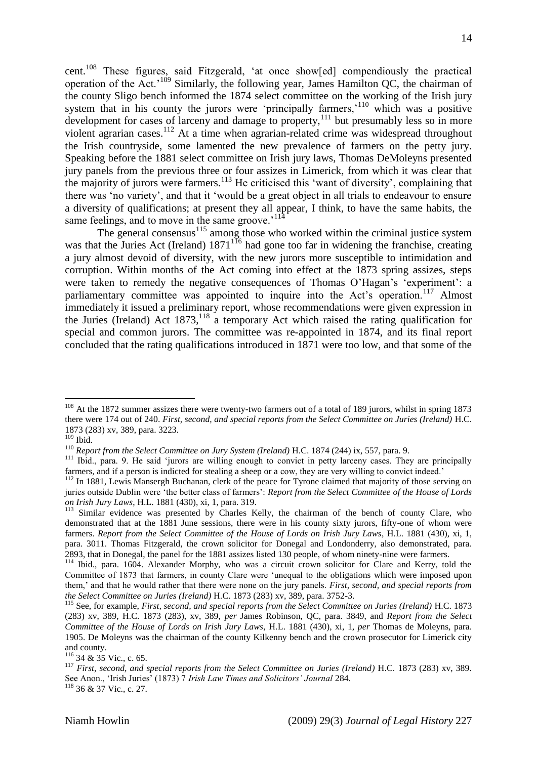cent.[108] These figures, said Fitzgerald, 'at once show[ed] compendiously the practical operation of the Act.'[109] Similarly, the following year, James Hamilton QC, the chairman of the county Sligo bench informed the 1874 select committee on the working of the Irish jury system that in his county the jurors were 'principally farmers,'[110] which was a positive development for cases of larceny and damage to property,[111] but presumably less so in more violent agrarian cases.[112] At a time when agrarian-related crime was widespread throughout the Irish countryside, some lamented the new prevalence of farmers on the petty jury. Speaking before the 1881 select committee on Irish jury laws, Thomas DeMoleyns presented jury panels from the previous three or four assizes in Limerick, from which it was clear that the majority of jurors were farmers.[113] He criticised this 'want of diversity', complaining that there was 'no variety', and that it 'would be a great object in all trials to endeavour to ensure a diversity of qualifications; at present they all appear, I think, to have the same habits, the same feelings, and to move in the same groove.'[114]

The general consensus[115] among those who worked within the criminal justice system was that the Juries Act (Ireland) 1871[116] had gone too far in widening the franchise, creating a jury almost devoid of diversity, with the new jurors more susceptible to intimidation and corruption. Within months of the Act coming into effect at the 1873 spring assizes, steps were taken to remedy the negative consequences of Thomas O'Hagan's 'experiment': a parliamentary committee was appointed to inquire into the Act's operation.[117] Almost immediately it issued a preliminary report, whose recommendations were given expression in the Juries (Ireland) Act 1873,[118] a temporary Act which raised the rating qualification for special and common jurors. The committee was re-appointed in 1874, and its final report concluded that the rating qualifications introduced in 1871 were too low, and that some of the

---

[108] At the 1872 summer assizes there were twenty-two farmers out of a total of 189 jurors, whilst in spring 1873 there were 174 out of 240. *First, second, and special reports from the Select Committee on Juries (Ireland)* H.C. 1873 (283) xv, 389, para. 3223.

[109] Ibid.

[110] *Report from the Select Committee on Jury System (Ireland)* H.C. 1874 (244) ix, 557, para. 9.

[111] Ibid., para. 9. He said 'jurors are willing enough to convict in petty larceny cases. They are principally farmers, and if a person is indicted for stealing a sheep or a cow, they are very willing to convict indeed.'

[112] In 1881, Lewis Mansergh Buchanan, clerk of the peace for Tyrone claimed that majority of those serving on juries outside Dublin were 'the better class of farmers': *Report from the Select Committee of the House of Lords on Irish Jury Laws*, H.L. 1881 (430), xi, 1, para. 319.

[113] Similar evidence was presented by Charles Kelly, the chairman of the bench of county Clare, who demonstrated that at the 1881 June sessions, there were in his county sixty jurors, fifty-one of whom were farmers. *Report from the Select Committee of the House of Lords on Irish Jury Laws*, H.L. 1881 (430), xi, 1, para. 3011. Thomas Fitzgerald, the crown solicitor for Donegal and Londonderry, also demonstrated, para. 2893, that in Donegal, the panel for the 1881 assizes listed 130 people, of whom ninety-nine were farmers.

[114] Ibid., para. 1604. Alexander Morphy, who was a circuit crown solicitor for Clare and Kerry, told the Committee of 1873 that farmers, in county Clare were 'unequal to the obligations which were imposed upon them,' and that he would rather that there were none on the jury panels. *First, second, and special reports from the Select Committee on Juries (Ireland)* H.C. 1873 (283) xv, 389, para. 3752-3.

[115] See, for example, *First, second, and special reports from the Select Committee on Juries (Ireland)* H.C. 1873 (283) xv, 389, H.C. 1873 (283), xv, 389, *per* James Robinson, QC, para. 3849, and *Report from the Select Committee of the House of Lords on Irish Jury Laws*, H.L. 1881 (430), xi, 1, *per* Thomas de Moleyns, para. 1905. De Moleyns was the chairman of the county Kilkenny bench and the crown prosecutor for Limerick city and county.

[116] 34 & 35 Vic., c. 65.

[117] *First, second, and special reports from the Select Committee on Juries (Ireland)* H.C. 1873 (283) xv, 389. See Anon., 'Irish Juries' (1873) 7 *Irish Law Times and Solicitors' Journal* 284.

[118] 36 & 37 Vic., c. 27.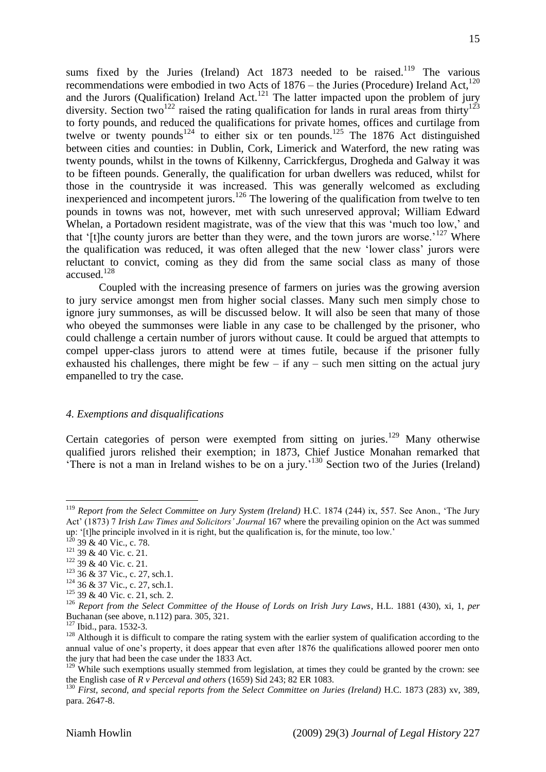sums fixed by the Juries (Ireland) Act 1873 needed to be raised.[119] The various recommendations were embodied in two Acts of 1876 – the Juries (Procedure) Ireland Act,[120] and the Jurors (Qualification) Ireland Act.[121] The latter impacted upon the problem of jury diversity. Section two[122] raised the rating qualification for lands in rural areas from thirty[123] to forty pounds, and reduced the qualifications for private homes, offices and curtilage from twelve or twenty pounds[124] to either six or ten pounds.[125] The 1876 Act distinguished between cities and counties: in Dublin, Cork, Limerick and Waterford, the new rating was twenty pounds, whilst in the towns of Kilkenny, Carrickfergus, Drogheda and Galway it was to be fifteen pounds. Generally, the qualification for urban dwellers was reduced, whilst for those in the countryside it was increased. This was generally welcomed as excluding inexperienced and incompetent jurors.[126] The lowering of the qualification from twelve to ten pounds in towns was not, however, met with such unreserved approval; William Edward Whelan, a Portadown resident magistrate, was of the view that this was 'much too low,' and that '[t]he county jurors are better than they were, and the town jurors are worse.'[127] Where the qualification was reduced, it was often alleged that the new 'lower class' jurors were reluctant to convict, coming as they did from the same social class as many of those accused.[128]

Coupled with the increasing presence of farmers on juries was the growing aversion to jury service amongst men from higher social classes. Many such men simply chose to ignore jury summonses, as will be discussed below. It will also be seen that many of those who obeyed the summonses were liable in any case to be challenged by the prisoner, who could challenge a certain number of jurors without cause. It could be argued that attempts to compel upper-class jurors to attend were at times futile, because if the prisoner fully exhausted his challenges, there might be few – if any – such men sitting on the actual jury empanelled to try the case.

### *4. Exemptions and disqualifications*

Certain categories of person were exempted from sitting on juries.[129] Many otherwise qualified jurors relished their exemption; in 1873, Chief Justice Monahan remarked that 'There is not a man in Ireland wishes to be on a jury.'[130] Section two of the Juries (Ireland)

---

[119] *Report from the Select Committee on Jury System (Ireland)* H.C. 1874 (244) ix, 557. See Anon., 'The Jury Act' (1873) 7 *Irish Law Times and Solicitors' Journal* 167 where the prevailing opinion on the Act was summed up: '[t]he principle involved in it is right, but the qualification is, for the minute, too low.'

[120] 39 & 40 Vic., c. 78.

[121] 39 & 40 Vic. c. 21.

[122] 39 & 40 Vic. c. 21.

[123] 36 & 37 Vic., c. 27, sch.1.

[124] 36 & 37 Vic., c. 27, sch.1.

[125] 39 & 40 Vic. c. 21, sch. 2.

[126] *Report from the Select Committee of the House of Lords on Irish Jury Laws*, H.L. 1881 (430), xi, 1, *per* Buchanan (see above, n.112) para. 305, 321.

[127] Ibid., para. 1532-3.

[128] Although it is difficult to compare the rating system with the earlier system of qualification according to the annual value of one's property, it does appear that even after 1876 the qualifications allowed poorer men onto the jury that had been the case under the 1833 Act.

[129] While such exemptions usually stemmed from legislation, at times they could be granted by the crown: see the English case of *R v Perceval and others* (1659) Sid 243; 82 ER 1083.

[130] *First, second, and special reports from the Select Committee on Juries (Ireland)* H.C. 1873 (283) xv, 389, para. 2647-8.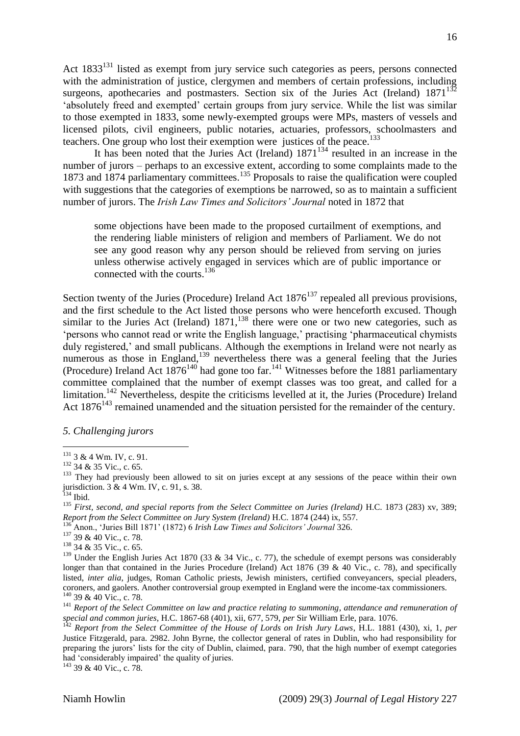Act 1833[131] listed as exempt from jury service such categories as peers, persons connected with the administration of justice, clergymen and members of certain professions, including surgeons, apothecaries and postmasters. Section six of the Juries Act (Ireland) 1871[132] 'absolutely freed and exempted' certain groups from jury service. While the list was similar to those exempted in 1833, some newly-exempted groups were MPs, masters of vessels and licensed pilots, civil engineers, public notaries, actuaries, professors, schoolmasters and teachers. One group who lost their exemption were justices of the peace.[133]

It has been noted that the Juries Act (Ireland) 1871[134] resulted in an increase in the number of jurors – perhaps to an excessive extent, according to some complaints made to the 1873 and 1874 parliamentary committees.[135] Proposals to raise the qualification were coupled with suggestions that the categories of exemptions be narrowed, so as to maintain a sufficient number of jurors. The *Irish Law Times and Solicitors' Journal* noted in 1872 that

> some objections have been made to the proposed curtailment of exemptions, and the rendering liable ministers of religion and members of Parliament. We do not see any good reason why any person should be relieved from serving on juries unless otherwise actively engaged in services which are of public importance or connected with the courts.[136]

Section twenty of the Juries (Procedure) Ireland Act 1876[137] repealed all previous provisions, and the first schedule to the Act listed those persons who were henceforth excused. Though similar to the Juries Act (Ireland) 1871,[138] there were one or two new categories, such as 'persons who cannot read or write the English language,' practising 'pharmaceutical chymists duly registered,' and small publicans. Although the exemptions in Ireland were not nearly as numerous as those in England,[139] nevertheless there was a general feeling that the Juries (Procedure) Ireland Act 1876[140] had gone too far.[141] Witnesses before the 1881 parliamentary committee complained that the number of exempt classes was too great, and called for a limitation.[142] Nevertheless, despite the criticisms levelled at it, the Juries (Procedure) Ireland Act 1876[143] remained unamended and the situation persisted for the remainder of the century.

*5. Challenging jurors*

---

[131] 3 & 4 Wm. IV, c. 91.

[132] 34 & 35 Vic., c. 65.

[133] They had previously been allowed to sit on juries except at any sessions of the peace within their own jurisdiction. 3 & 4 Wm. IV, c. 91, s. 38.

[134] Ibid.

[135] *First, second, and special reports from the Select Committee on Juries (Ireland)* H.C. 1873 (283) xv, 389; *Report from the Select Committee on Jury System (Ireland)* H.C. 1874 (244) ix, 557.

[136] Anon., 'Juries Bill 1871' (1872) 6 *Irish Law Times and Solicitors' Journal* 326.

[137] 39 & 40 Vic., c. 78.

[138] 34 & 35 Vic., c. 65.

[139] Under the English Juries Act 1870 (33 & 34 Vic., c. 77), the schedule of exempt persons was considerably longer than that contained in the Juries Procedure (Ireland) Act 1876 (39 & 40 Vic., c. 78), and specifically listed, *inter alia*, judges, Roman Catholic priests, Jewish ministers, certified conveyancers, special pleaders, coroners, and gaolers. Another controversial group exempted in England were the income-tax commissioners.

[140] 39 & 40 Vic., c. 78.

[141] *Report of the Select Committee on law and practice relating to summoning, attendance and remuneration of special and common juries*, H.C. 1867-68 (401), xii, 677, 579, *per* Sir William Erle, para. 1076.

[142] *Report from the Select Committee of the House of Lords on Irish Jury Laws*, H.L. 1881 (430), xi, 1, *per* Justice Fitzgerald, para. 2982. John Byrne, the collector general of rates in Dublin, who had responsibility for preparing the jurors' lists for the city of Dublin, claimed, para. 790, that the high number of exempt categories had 'considerably impaired' the quality of juries.

[143] 39 & 40 Vic., c. 78.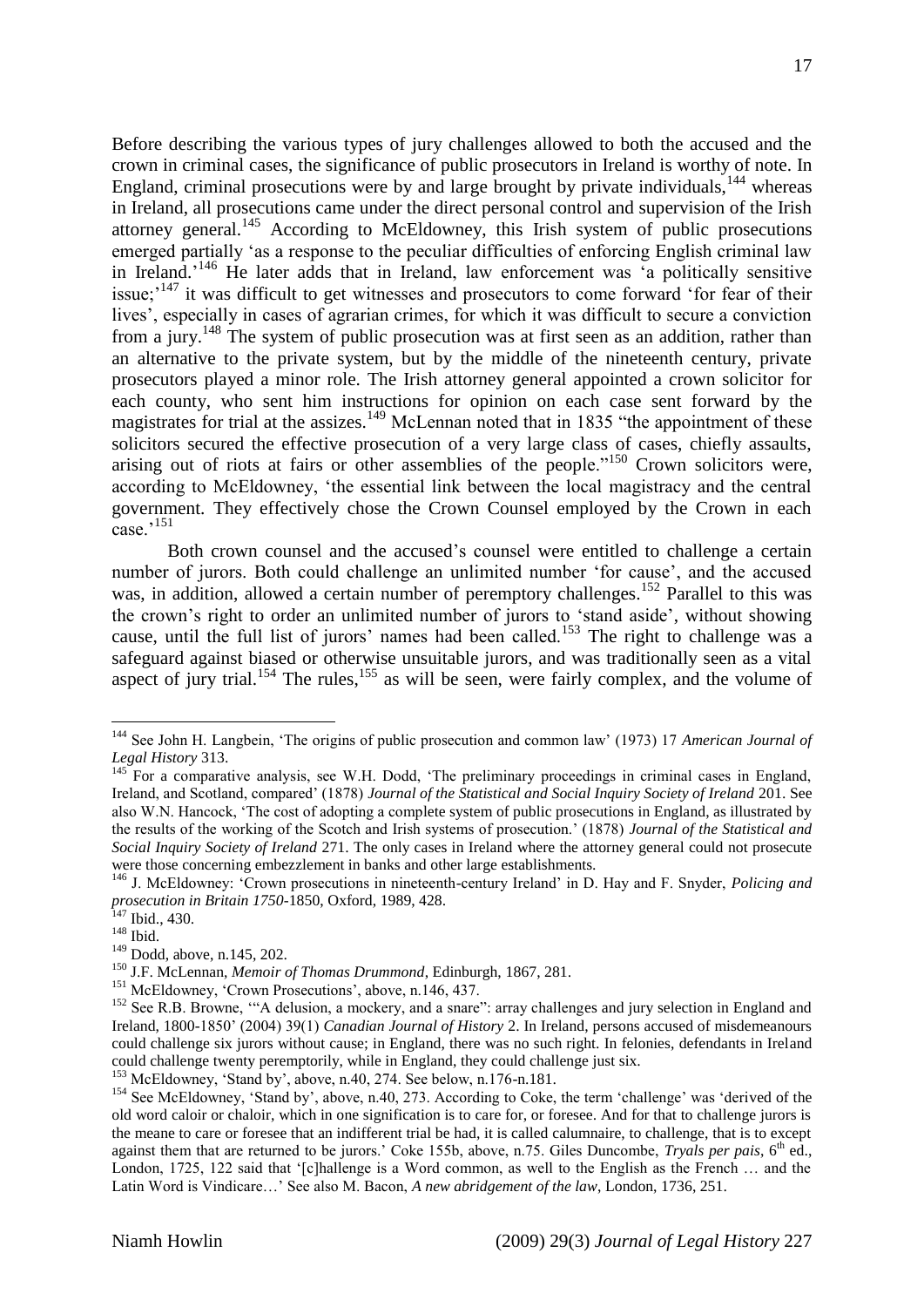Before describing the various types of jury challenges allowed to both the accused and the crown in criminal cases, the significance of public prosecutors in Ireland is worthy of note. In England, criminal prosecutions were by and large brought by private individuals,[144] whereas in Ireland, all prosecutions came under the direct personal control and supervision of the Irish attorney general.[145] According to McEldowney, this Irish system of public prosecutions emerged partially 'as a response to the peculiar difficulties of enforcing English criminal law in Ireland.'[146] He later adds that in Ireland, law enforcement was 'a politically sensitive issue;'[147] it was difficult to get witnesses and prosecutors to come forward 'for fear of their lives', especially in cases of agrarian crimes, for which it was difficult to secure a conviction from a jury.[148] The system of public prosecution was at first seen as an addition, rather than an alternative to the private system, but by the middle of the nineteenth century, private prosecutors played a minor role. The Irish attorney general appointed a crown solicitor for each county, who sent him instructions for opinion on each case sent forward by the magistrates for trial at the assizes.[149] McLennan noted that in 1835 "the appointment of these solicitors secured the effective prosecution of a very large class of cases, chiefly assaults, arising out of riots at fairs or other assemblies of the people."[150] Crown solicitors were, according to McEldowney, 'the essential link between the local magistracy and the central government. They effectively chose the Crown Counsel employed by the Crown in each case.'[151]

Both crown counsel and the accused's counsel were entitled to challenge a certain number of jurors. Both could challenge an unlimited number 'for cause', and the accused was, in addition, allowed a certain number of peremptory challenges.[152] Parallel to this was the crown's right to order an unlimited number of jurors to 'stand aside', without showing cause, until the full list of jurors' names had been called.[153] The right to challenge was a safeguard against biased or otherwise unsuitable jurors, and was traditionally seen as a vital aspect of jury trial.[154] The rules,[155] as will be seen, were fairly complex, and the volume of

---

[144] See John H. Langbein, 'The origins of public prosecution and common law' (1973) 17 *American Journal of Legal History* 313.

[145] For a comparative analysis, see W.H. Dodd, 'The preliminary proceedings in criminal cases in England, Ireland, and Scotland, compared' (1878) *Journal of the Statistical and Social Inquiry Society of Ireland* 201. See also W.N. Hancock, 'The cost of adopting a complete system of public prosecutions in England, as illustrated by the results of the working of the Scotch and Irish systems of prosecution.' (1878) *Journal of the Statistical and Social Inquiry Society of Ireland* 271. The only cases in Ireland where the attorney general could not prosecute were those concerning embezzlement in banks and other large establishments.

[146] J. McEldowney: 'Crown prosecutions in nineteenth-century Ireland' in D. Hay and F. Snyder, *Policing and prosecution in Britain 1750*-1850, Oxford, 1989, 428.

[147] Ibid., 430.

[148] Ibid.

[149] Dodd, above, n.145, 202.

[150] J.F. McLennan, *Memoir of Thomas Drummond*, Edinburgh, 1867, 281.

[151] McEldowney, 'Crown Prosecutions', above, n.146, 437.

[152] See R.B. Browne, '"A delusion, a mockery, and a snare": array challenges and jury selection in England and Ireland, 1800-1850' (2004) 39(1) *Canadian Journal of History* 2. In Ireland, persons accused of misdemeanours could challenge six jurors without cause; in England, there was no such right. In felonies, defendants in Ireland could challenge twenty peremptorily, while in England, they could challenge just six.

[153] McEldowney, 'Stand by', above, n.40, 274. See below, n.176-n.181.

[154] See McEldowney, 'Stand by', above, n.40, 273. According to Coke, the term 'challenge' was 'derived of the old word caloir or chaloir, which in one signification is to care for, or foresee. And for that to challenge jurors is the meane to care or foresee that an indifferent trial be had, it is called calumnaire, to challenge, that is to except against them that are returned to be jurors.' Coke 155b, above, n.75. Giles Duncombe, *Tryals per pais*, 6th ed., London, 1725, 122 said that '[c]hallenge is a Word common, as well to the English as the French … and the Latin Word is Vindicare…' See also M. Bacon, *A new abridgement of the law*, London, 1736, 251.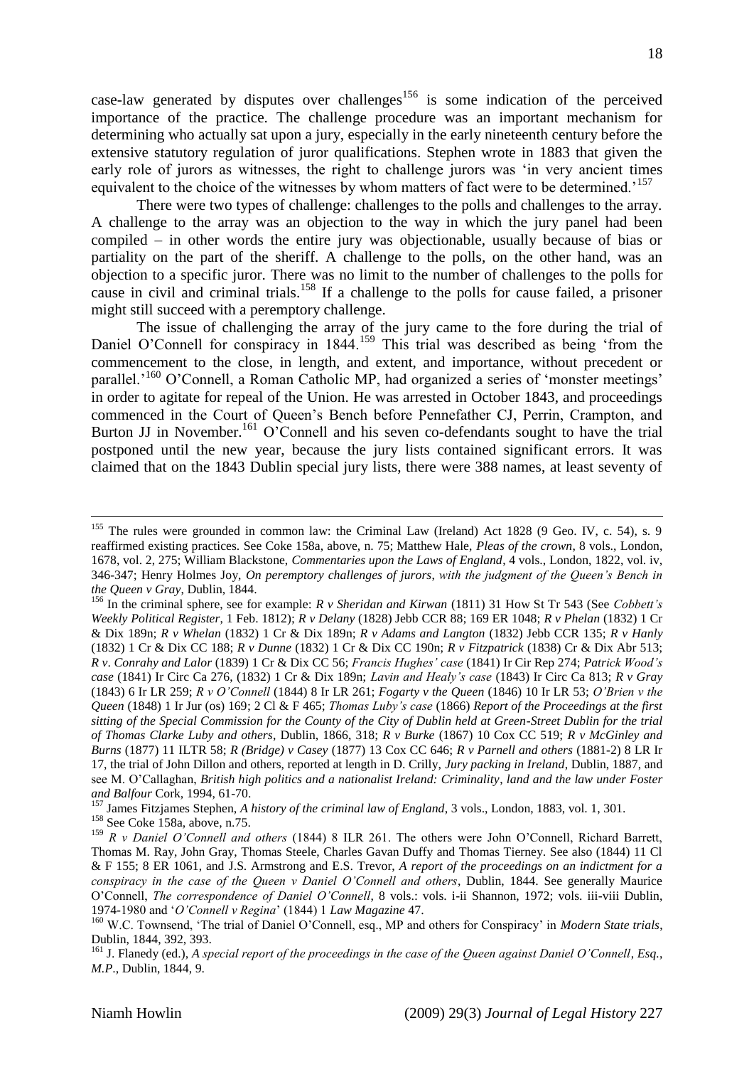case-law generated by disputes over challenges[156] is some indication of the perceived importance of the practice. The challenge procedure was an important mechanism for determining who actually sat upon a jury, especially in the early nineteenth century before the extensive statutory regulation of juror qualifications. Stephen wrote in 1883 that given the early role of jurors as witnesses, the right to challenge jurors was 'in very ancient times equivalent to the choice of the witnesses by whom matters of fact were to be determined.'[157]

There were two types of challenge: challenges to the polls and challenges to the array. A challenge to the array was an objection to the way in which the jury panel had been compiled – in other words the entire jury was objectionable, usually because of bias or partiality on the part of the sheriff. A challenge to the polls, on the other hand, was an objection to a specific juror. There was no limit to the number of challenges to the polls for cause in civil and criminal trials.[158] If a challenge to the polls for cause failed, a prisoner might still succeed with a peremptory challenge.

The issue of challenging the array of the jury came to the fore during the trial of Daniel O'Connell for conspiracy in 1844.[159] This trial was described as being 'from the commencement to the close, in length, and extent, and importance, without precedent or parallel.'[160] O'Connell, a Roman Catholic MP, had organized a series of 'monster meetings' in order to agitate for repeal of the Union. He was arrested in October 1843, and proceedings commenced in the Court of Queen's Bench before Pennefather CJ, Perrin, Crampton, and Burton JJ in November.[161] O'Connell and his seven co-defendants sought to have the trial postponed until the new year, because the jury lists contained significant errors. It was claimed that on the 1843 Dublin special jury lists, there were 388 names, at least seventy of

---

[155] The rules were grounded in common law: the Criminal Law (Ireland) Act 1828 (9 Geo. IV, c. 54), s. 9 reaffirmed existing practices. See Coke 158a, above, n. 75; Matthew Hale, *Pleas of the crown*, 8 vols., London, 1678, vol. 2, 275; William Blackstone, *Commentaries upon the Laws of England*, 4 vols., London, 1822, vol. iv, 346-347; Henry Holmes Joy, *On peremptory challenges of jurors, with the judgment of the Queen's Bench in the Queen v Gray*, Dublin, 1844.

[156] In the criminal sphere, see for example: *R v Sheridan and Kirwan* (1811) 31 How St Tr 543 (See *Cobbett's Weekly Political Register*, 1 Feb. 1812); *R v Delany* (1828) Jebb CCR 88; 169 ER 1048; *R v Phelan* (1832) 1 Cr & Dix 189n; *R v Whelan* (1832) 1 Cr & Dix 189n; *R v Adams and Langton* (1832) Jebb CCR 135; *R v Hanly* (1832) 1 Cr & Dix CC 188; *R v Dunne* (1832) 1 Cr & Dix CC 190n; *R v Fitzpatrick* (1838) Cr & Dix Abr 513; *R v. Conrahy and Lalor* (1839) 1 Cr & Dix CC 56; *Francis Hughes' case* (1841) Ir Cir Rep 274; *Patrick Wood's case* (1841) Ir Circ Ca 276, (1832) 1 Cr & Dix 189n; *Lavin and Healy's case* (1843) Ir Circ Ca 813; *R v Gray* (1843) 6 Ir LR 259; *R v O'Connell* (1844) 8 Ir LR 261; *Fogarty v the Queen* (1846) 10 Ir LR 53; *O'Brien v the Queen* (1848) 1 Ir Jur (os) 169; 2 Cl & F 465; *Thomas Luby's case* (1866) *Report of the Proceedings at the first sitting of the Special Commission for the County of the City of Dublin held at Green-Street Dublin for the trial of Thomas Clarke Luby and others*, Dublin, 1866, 318; *R v Burke* (1867) 10 Cox CC 519; *R v McGinley and Burns* (1877) 11 ILTR 58; *R (Bridge) v Casey* (1877) 13 Cox CC 646; *R v Parnell and others* (1881-2) 8 LR Ir 17, the trial of John Dillon and others, reported at length in D. Crilly, *Jury packing in Ireland*, Dublin, 1887, and see M. O'Callaghan, *British high politics and a nationalist Ireland: Criminality, land and the law under Foster and Balfour* Cork, 1994, 61-70.

[157] James Fitzjames Stephen, *A history of the criminal law of England*, 3 vols., London, 1883, vol. 1, 301.

[158] See Coke 158a, above, n.75.

[159] *R v Daniel O'Connell and others* (1844) 8 ILR 261. The others were John O'Connell, Richard Barrett, Thomas M. Ray, John Gray, Thomas Steele, Charles Gavan Duffy and Thomas Tierney. See also (1844) 11 Cl & F 155; 8 ER 1061, and J.S. Armstrong and E.S. Trevor, *A report of the proceedings on an indictment for a conspiracy in the case of the Queen v Daniel O'Connell and others*, Dublin, 1844. See generally Maurice O'Connell, *The correspondence of Daniel O'Connell*, 8 vols.: vols. i-ii Shannon, 1972; vols. iii-viii Dublin, 1974-1980 and '*O'Connell v Regina*' (1844) 1 *Law Magazine* 47.

[160] W.C. Townsend, 'The trial of Daniel O'Connell, esq., MP and others for Conspiracy' in *Modern State trials*, Dublin, 1844, 392, 393.

[161] J. Flanedy (ed.), *A special report of the proceedings in the case of the Queen against Daniel O'Connell, Esq., M.P.*, Dublin, 1844, 9.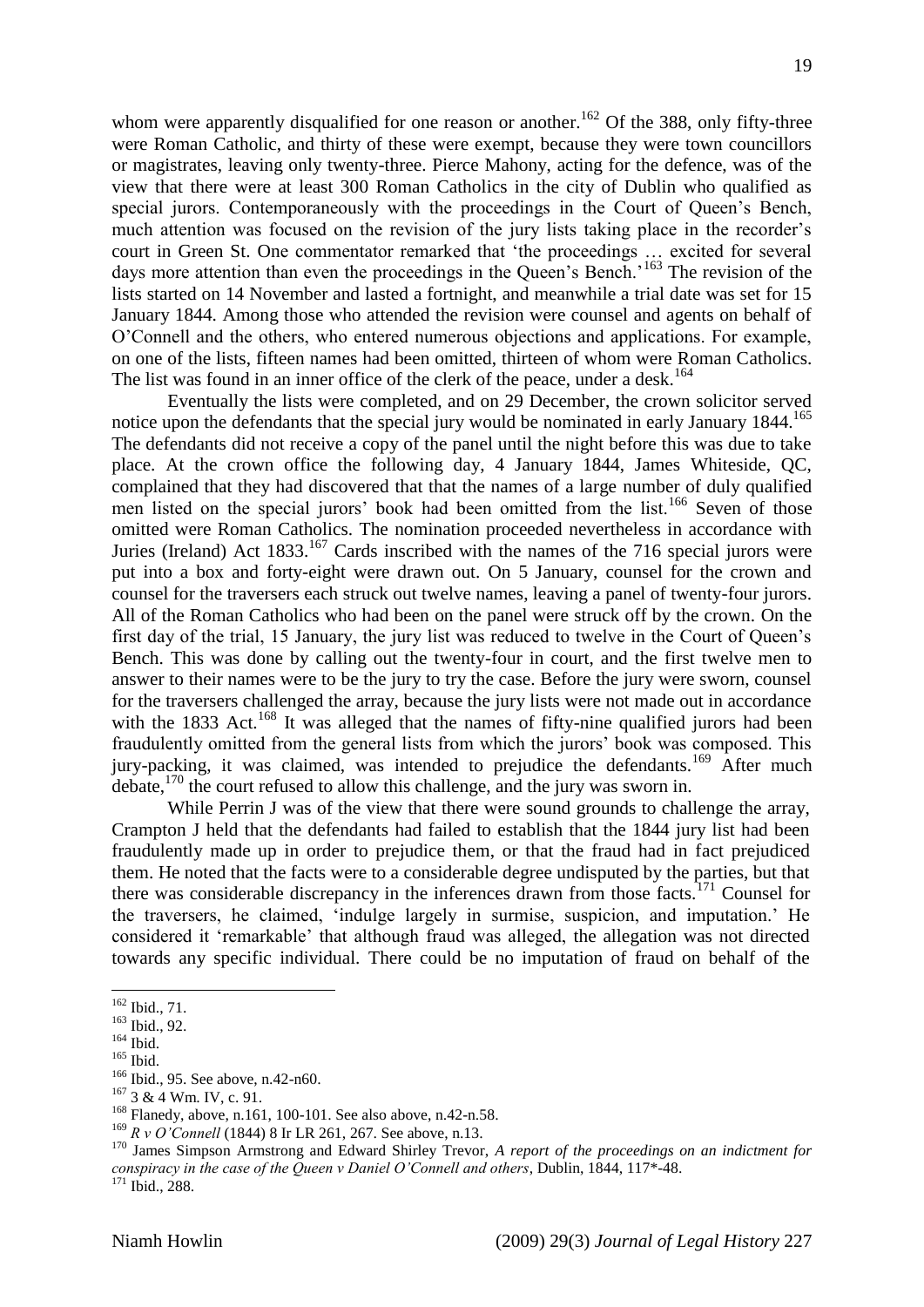whom were apparently disqualified for one reason or another.[162] Of the 388, only fifty-three were Roman Catholic, and thirty of these were exempt, because they were town councillors or magistrates, leaving only twenty-three. Pierce Mahony, acting for the defence, was of the view that there were at least 300 Roman Catholics in the city of Dublin who qualified as special jurors. Contemporaneously with the proceedings in the Court of Queen's Bench, much attention was focused on the revision of the jury lists taking place in the recorder's court in Green St. One commentator remarked that 'the proceedings … excited for several days more attention than even the proceedings in the Queen's Bench.'[163] The revision of the lists started on 14 November and lasted a fortnight, and meanwhile a trial date was set for 15 January 1844. Among those who attended the revision were counsel and agents on behalf of O'Connell and the others, who entered numerous objections and applications. For example, on one of the lists, fifteen names had been omitted, thirteen of whom were Roman Catholics. The list was found in an inner office of the clerk of the peace, under a desk.[164]

Eventually the lists were completed, and on 29 December, the crown solicitor served notice upon the defendants that the special jury would be nominated in early January 1844.[165] The defendants did not receive a copy of the panel until the night before this was due to take place. At the crown office the following day, 4 January 1844, James Whiteside, QC, complained that they had discovered that that the names of a large number of duly qualified men listed on the special jurors' book had been omitted from the list.[166] Seven of those omitted were Roman Catholics. The nomination proceeded nevertheless in accordance with Juries (Ireland) Act 1833.[167] Cards inscribed with the names of the 716 special jurors were put into a box and forty-eight were drawn out. On 5 January, counsel for the crown and counsel for the traversers each struck out twelve names, leaving a panel of twenty-four jurors. All of the Roman Catholics who had been on the panel were struck off by the crown. On the first day of the trial, 15 January, the jury list was reduced to twelve in the Court of Queen's Bench. This was done by calling out the twenty-four in court, and the first twelve men to answer to their names were to be the jury to try the case. Before the jury were sworn, counsel for the traversers challenged the array, because the jury lists were not made out in accordance with the 1833 Act.[168] It was alleged that the names of fifty-nine qualified jurors had been fraudulently omitted from the general lists from which the jurors' book was composed. This jury-packing, it was claimed, was intended to prejudice the defendants.[169] After much debate,[170] the court refused to allow this challenge, and the jury was sworn in.

While Perrin J was of the view that there were sound grounds to challenge the array, Crampton J held that the defendants had failed to establish that the 1844 jury list had been fraudulently made up in order to prejudice them, or that the fraud had in fact prejudiced them. He noted that the facts were to a considerable degree undisputed by the parties, but that there was considerable discrepancy in the inferences drawn from those facts.[171] Counsel for the traversers, he claimed, 'indulge largely in surmise, suspicion, and imputation.' He considered it 'remarkable' that although fraud was alleged, the allegation was not directed towards any specific individual. There could be no imputation of fraud on behalf of the

---

[162] Ibid., 71.

[163] Ibid., 92.

[164] Ibid.

[165] Ibid.

[166] Ibid., 95. See above, n.42-n60.

[167] 3 & 4 Wm. IV, c. 91.

[168] Flanedy, above, n.161, 100-101. See also above, n.42-n.58.

[169] *R v O'Connell* (1844) 8 Ir LR 261, 267. See above, n.13.

[170] James Simpson Armstrong and Edward Shirley Trevor, *A report of the proceedings on an indictment for conspiracy in the case of the Queen v Daniel O'Connell and others*, Dublin, 1844, 117*-48.

[171] Ibid., 288.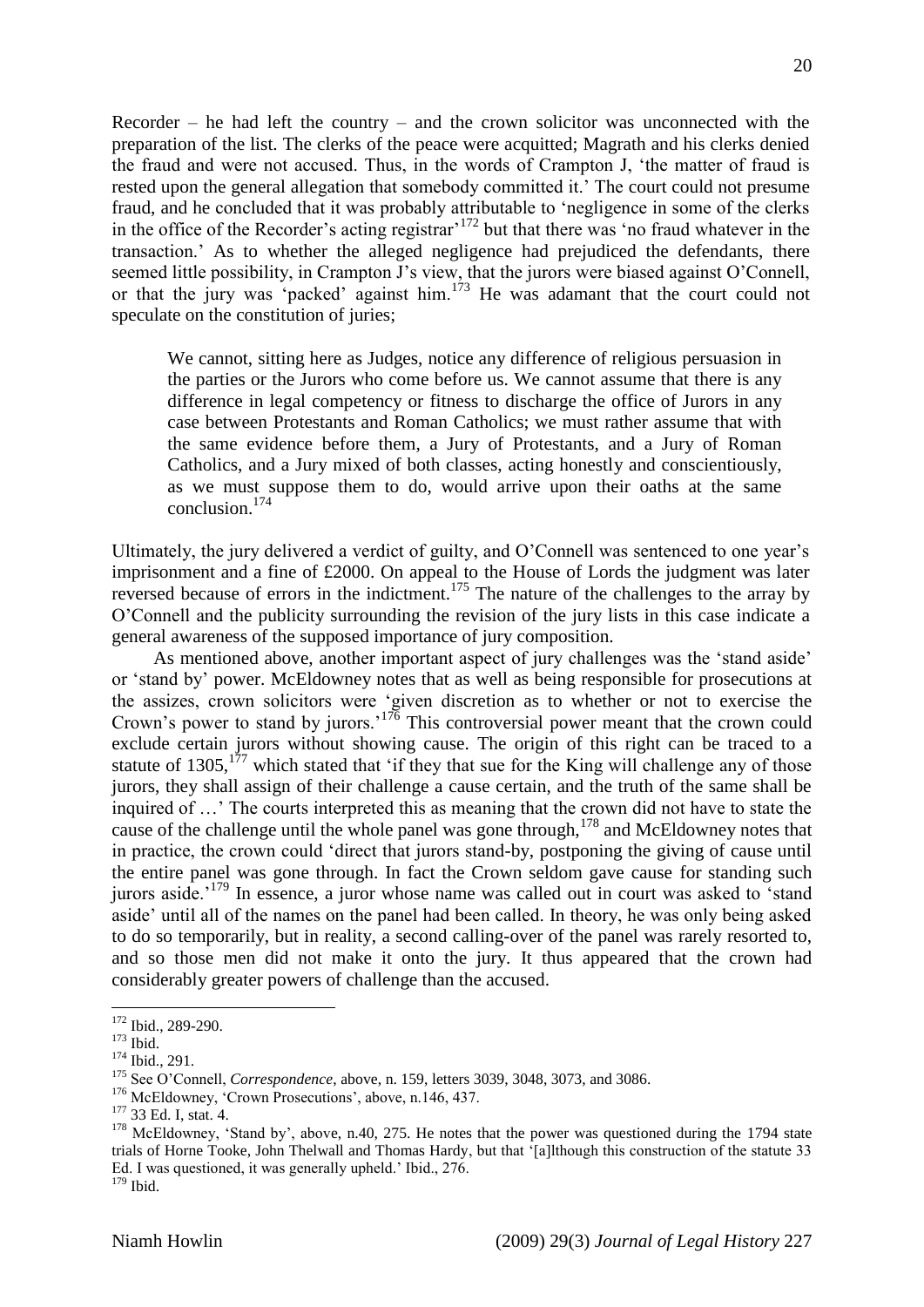Recorder – he had left the country – and the crown solicitor was unconnected with the preparation of the list. The clerks of the peace were acquitted; Magrath and his clerks denied the fraud and were not accused. Thus, in the words of Crampton J, 'the matter of fraud is rested upon the general allegation that somebody committed it.' The court could not presume fraud, and he concluded that it was probably attributable to 'negligence in some of the clerks in the office of the Recorder's acting registrar'[172] but that there was 'no fraud whatever in the transaction.' As to whether the alleged negligence had prejudiced the defendants, there seemed little possibility, in Crampton J's view, that the jurors were biased against O'Connell, or that the jury was 'packed' against him.[173] He was adamant that the court could not speculate on the constitution of juries;

> We cannot, sitting here as Judges, notice any difference of religious persuasion in the parties or the Jurors who come before us. We cannot assume that there is any difference in legal competency or fitness to discharge the office of Jurors in any case between Protestants and Roman Catholics; we must rather assume that with the same evidence before them, a Jury of Protestants, and a Jury of Roman Catholics, and a Jury mixed of both classes, acting honestly and conscientiously, as we must suppose them to do, would arrive upon their oaths at the same conclusion.[174]

Ultimately, the jury delivered a verdict of guilty, and O'Connell was sentenced to one year's imprisonment and a fine of £2000. On appeal to the House of Lords the judgment was later reversed because of errors in the indictment.[175] The nature of the challenges to the array by O'Connell and the publicity surrounding the revision of the jury lists in this case indicate a general awareness of the supposed importance of jury composition.

As mentioned above, another important aspect of jury challenges was the 'stand aside' or 'stand by' power. McEldowney notes that as well as being responsible for prosecutions at the assizes, crown solicitors were 'given discretion as to whether or not to exercise the Crown's power to stand by jurors.'[176] This controversial power meant that the crown could exclude certain jurors without showing cause. The origin of this right can be traced to a statute of 1305,[177] which stated that 'if they that sue for the King will challenge any of those jurors, they shall assign of their challenge a cause certain, and the truth of the same shall be inquired of …' The courts interpreted this as meaning that the crown did not have to state the cause of the challenge until the whole panel was gone through,[178] and McEldowney notes that in practice, the crown could 'direct that jurors stand-by, postponing the giving of cause until the entire panel was gone through. In fact the Crown seldom gave cause for standing such jurors aside.'[179] In essence, a juror whose name was called out in court was asked to 'stand aside' until all of the names on the panel had been called. In theory, he was only being asked to do so temporarily, but in reality, a second calling-over of the panel was rarely resorted to, and so those men did not make it onto the jury. It thus appeared that the crown had considerably greater powers of challenge than the accused.

---

[172] Ibid., 289-290.

[173] Ibid.

[174] Ibid., 291.

[175] See O'Connell, *Correspondence*, above, n. 159, letters 3039, 3048, 3073, and 3086.

[176] McEldowney, 'Crown Prosecutions', above, n.146, 437.

[177] 33 Ed. I, stat. 4.

[178] McEldowney, 'Stand by', above, n.40, 275. He notes that the power was questioned during the 1794 state trials of Horne Tooke, John Thelwall and Thomas Hardy, but that '[a]lthough this construction of the statute 33 Ed. I was questioned, it was generally upheld.' Ibid., 276.

[179] Ibid.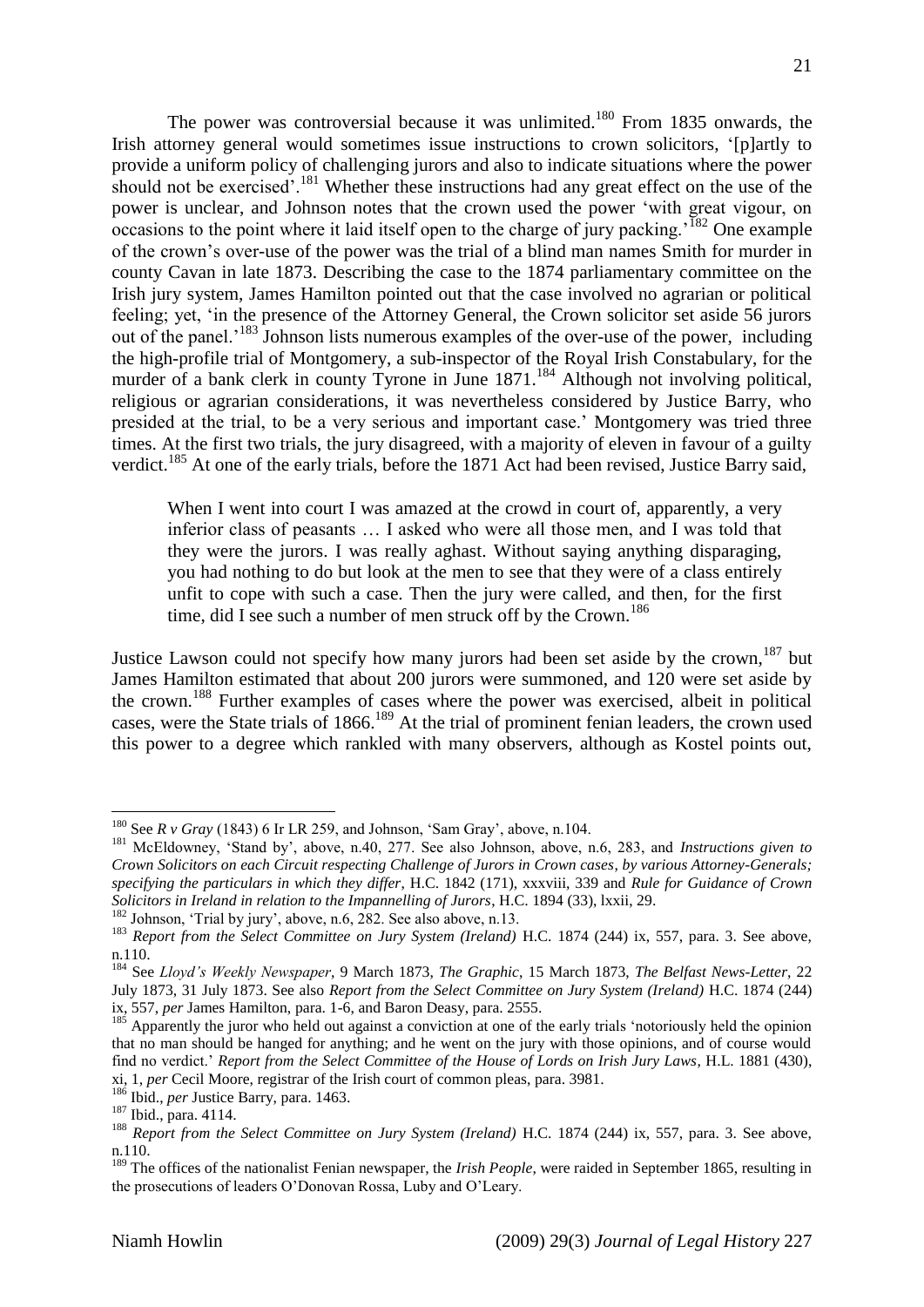The power was controversial because it was unlimited.[180] From 1835 onwards, the Irish attorney general would sometimes issue instructions to crown solicitors, '[p]artly to provide a uniform policy of challenging jurors and also to indicate situations where the power should not be exercised'.[181] Whether these instructions had any great effect on the use of the power is unclear, and Johnson notes that the crown used the power 'with great vigour, on occasions to the point where it laid itself open to the charge of jury packing.'[182] One example of the crown's over-use of the power was the trial of a blind man names Smith for murder in county Cavan in late 1873. Describing the case to the 1874 parliamentary committee on the Irish jury system, James Hamilton pointed out that the case involved no agrarian or political feeling; yet, 'in the presence of the Attorney General, the Crown solicitor set aside 56 jurors out of the panel.'[183] Johnson lists numerous examples of the over-use of the power, including the high-profile trial of Montgomery, a sub-inspector of the Royal Irish Constabulary, for the murder of a bank clerk in county Tyrone in June 1871.[184] Although not involving political, religious or agrarian considerations, it was nevertheless considered by Justice Barry, who presided at the trial, to be a very serious and important case.' Montgomery was tried three times. At the first two trials, the jury disagreed, with a majority of eleven in favour of a guilty verdict.[185] At one of the early trials, before the 1871 Act had been revised, Justice Barry said,

> When I went into court I was amazed at the crowd in court of, apparently, a very inferior class of peasants … I asked who were all those men, and I was told that they were the jurors. I was really aghast. Without saying anything disparaging, you had nothing to do but look at the men to see that they were of a class entirely unfit to cope with such a case. Then the jury were called, and then, for the first time, did I see such a number of men struck off by the Crown.[186]

Justice Lawson could not specify how many jurors had been set aside by the crown,[187] but James Hamilton estimated that about 200 jurors were summoned, and 120 were set aside by the crown.[188] Further examples of cases where the power was exercised, albeit in political cases, were the State trials of 1866.[189] At the trial of prominent fenian leaders, the crown used this power to a degree which rankled with many observers, although as Kostel points out,

---

[180] See *R v Gray* (1843) 6 Ir LR 259, and Johnson, 'Sam Gray', above, n.104.

[181] McEldowney, 'Stand by', above, n.40, 277. See also Johnson, above, n.6, 283, and *Instructions given to Crown Solicitors on each Circuit respecting Challenge of Jurors in Crown cases, by various Attorney-Generals; specifying the particulars in which they differ*, H.C. 1842 (171), xxxviii, 339 and *Rule for Guidance of Crown Solicitors in Ireland in relation to the Impannelling of Jurors*, H.C. 1894 (33), lxxii, 29.

[182] Johnson, 'Trial by jury', above, n.6, 282. See also above, n.13.

[183] *Report from the Select Committee on Jury System (Ireland)* H.C. 1874 (244) ix, 557, para. 3. See above, n.110.

[184] See *Lloyd's Weekly Newspaper*, 9 March 1873, *The Graphic*, 15 March 1873, *The Belfast News-Letter*, 22 July 1873, 31 July 1873. See also *Report from the Select Committee on Jury System (Ireland)* H.C. 1874 (244) ix, 557, *per* James Hamilton, para. 1-6, and Baron Deasy, para. 2555.

[185] Apparently the juror who held out against a conviction at one of the early trials 'notoriously held the opinion that no man should be hanged for anything; and he went on the jury with those opinions, and of course would find no verdict.' *Report from the Select Committee of the House of Lords on Irish Jury Laws*, H.L. 1881 (430), xi, 1, *per* Cecil Moore, registrar of the Irish court of common pleas, para. 3981.

[186] Ibid., *per* Justice Barry, para. 1463.

[187] Ibid., para. 4114.

[188] *Report from the Select Committee on Jury System (Ireland)* H.C. 1874 (244) ix, 557, para. 3. See above, n.110.

[189] The offices of the nationalist Fenian newspaper, the *Irish People*, were raided in September 1865, resulting in the prosecutions of leaders O'Donovan Rossa, Luby and O'Leary.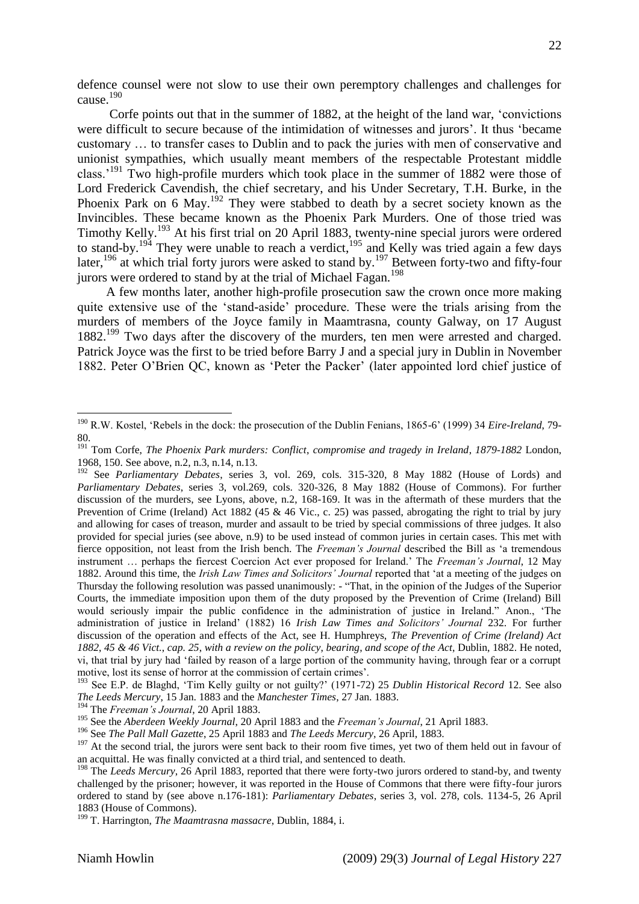defence counsel were not slow to use their own peremptory challenges and challenges for cause.[190]

Corfe points out that in the summer of 1882, at the height of the land war, 'convictions were difficult to secure because of the intimidation of witnesses and jurors'. It thus 'became customary … to transfer cases to Dublin and to pack the juries with men of conservative and unionist sympathies, which usually meant members of the respectable Protestant middle class.'[191] Two high-profile murders which took place in the summer of 1882 were those of Lord Frederick Cavendish, the chief secretary, and his Under Secretary, T.H. Burke, in the Phoenix Park on 6 May.[192] They were stabbed to death by a secret society known as the Invincibles. These became known as the Phoenix Park Murders. One of those tried was Timothy Kelly.[193] At his first trial on 20 April 1883, twenty-nine special jurors were ordered to stand-by.[194] They were unable to reach a verdict,[195] and Kelly was tried again a few days later,[196] at which trial forty jurors were asked to stand by.[197] Between forty-two and fifty-four jurors were ordered to stand by at the trial of Michael Fagan.[198]

A few months later, another high-profile prosecution saw the crown once more making quite extensive use of the 'stand-aside' procedure. These were the trials arising from the murders of members of the Joyce family in Maamtrasna, county Galway, on 17 August 1882.[199] Two days after the discovery of the murders, ten men were arrested and charged. Patrick Joyce was the first to be tried before Barry J and a special jury in Dublin in November 1882. Peter O'Brien QC, known as 'Peter the Packer' (later appointed lord chief justice of

---

[190] R.W. Kostel, 'Rebels in the dock: the prosecution of the Dublin Fenians, 1865-6' (1999) 34 *Eire-Ireland*, 79-80.

[191] Tom Corfe, *The Phoenix Park murders: Conflict, compromise and tragedy in Ireland, 1879-1882* London, 1968, 150. See above, n.2, n.3, n.14, n.13.

[192] See *Parliamentary Debates*, series 3, vol. 269, cols. 315-320, 8 May 1882 (House of Lords) and *Parliamentary Debates*, series 3, vol.269, cols. 320-326, 8 May 1882 (House of Commons). For further discussion of the murders, see Lyons, above, n.2, 168-169. It was in the aftermath of these murders that the Prevention of Crime (Ireland) Act 1882 (45 & 46 Vic., c. 25) was passed, abrogating the right to trial by jury and allowing for cases of treason, murder and assault to be tried by special commissions of three judges. It also provided for special juries (see above, n.9) to be used instead of common juries in certain cases. This met with fierce opposition, not least from the Irish bench. The *Freeman's Journal* described the Bill as 'a tremendous instrument … perhaps the fiercest Coercion Act ever proposed for Ireland.' The *Freeman's Journal*, 12 May 1882. Around this time, the *Irish Law Times and Solicitors' Journal* reported that 'at a meeting of the judges on Thursday the following resolution was passed unanimously: - "That, in the opinion of the Judges of the Superior Courts, the immediate imposition upon them of the duty proposed by the Prevention of Crime (Ireland) Bill would seriously impair the public confidence in the administration of justice in Ireland." Anon., 'The administration of justice in Ireland' (1882) 16 *Irish Law Times and Solicitors' Journal* 232. For further discussion of the operation and effects of the Act, see H. Humphreys, *The Prevention of Crime (Ireland) Act 1882, 45 & 46 Vict., cap. 25, with a review on the policy, bearing, and scope of the Act*, Dublin, 1882. He noted, vi, that trial by jury had 'failed by reason of a large portion of the community having, through fear or a corrupt motive, lost its sense of horror at the commission of certain crimes'.

[193] See E.P. de Blaghd, 'Tim Kelly guilty or not guilty?' (1971-72) 25 *Dublin Historical Record* 12. See also *The Leeds Mercury*, 15 Jan. 1883 and the *Manchester Times*, 27 Jan. 1883.

[194] The *Freeman's Journal*, 20 April 1883.

[195] See the *Aberdeen Weekly Journal*, 20 April 1883 and the *Freeman's Journal*, 21 April 1883.

[196] See *The Pall Mall Gazette*, 25 April 1883 and *The Leeds Mercury*, 26 April, 1883.

[197] At the second trial, the jurors were sent back to their room five times, yet two of them held out in favour of an acquittal. He was finally convicted at a third trial, and sentenced to death.

[198] The *Leeds Mercury*, 26 April 1883, reported that there were forty-two jurors ordered to stand-by, and twenty challenged by the prisoner; however, it was reported in the House of Commons that there were fifty-four jurors ordered to stand by (see above n.176-181): *Parliamentary Debates*, series 3, vol. 278, cols. 1134-5, 26 April 1883 (House of Commons).

[199] T. Harrington, *The Maamtrasna massacre*, Dublin, 1884, i.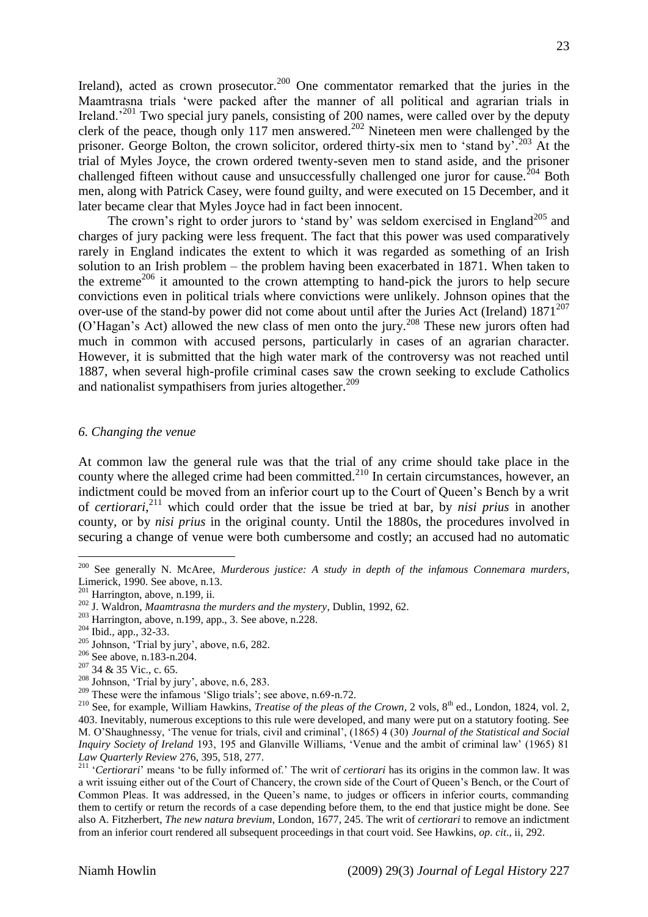Ireland), acted as crown prosecutor.[200] One commentator remarked that the juries in the Maamtrasna trials 'were packed after the manner of all political and agrarian trials in Ireland.'[201] Two special jury panels, consisting of 200 names, were called over by the deputy clerk of the peace, though only 117 men answered.[202] Nineteen men were challenged by the prisoner. George Bolton, the crown solicitor, ordered thirty-six men to 'stand by'.[203] At the trial of Myles Joyce, the crown ordered twenty-seven men to stand aside, and the prisoner challenged fifteen without cause and unsuccessfully challenged one juror for cause.[204] Both men, along with Patrick Casey, were found guilty, and were executed on 15 December, and it later became clear that Myles Joyce had in fact been innocent.

The crown's right to order jurors to 'stand by' was seldom exercised in England[205] and charges of jury packing were less frequent. The fact that this power was used comparatively rarely in England indicates the extent to which it was regarded as something of an Irish solution to an Irish problem – the problem having been exacerbated in 1871. When taken to the extreme[206] it amounted to the crown attempting to hand-pick the jurors to help secure convictions even in political trials where convictions were unlikely. Johnson opines that the over-use of the stand-by power did not come about until after the Juries Act (Ireland) 1871[207] (O'Hagan's Act) allowed the new class of men onto the jury.[208] These new jurors often had much in common with accused persons, particularly in cases of an agrarian character. However, it is submitted that the high water mark of the controversy was not reached until 1887, when several high-profile criminal cases saw the crown seeking to exclude Catholics and nationalist sympathisers from juries altogether.[209]

### *6. Changing the venue*

At common law the general rule was that the trial of any crime should take place in the county where the alleged crime had been committed.[210] In certain circumstances, however, an indictment could be moved from an inferior court up to the Court of Queen's Bench by a writ of *certiorari*,[211] which could order that the issue be tried at bar, by *nisi prius* in another county, or by *nisi prius* in the original county. Until the 1880s, the procedures involved in securing a change of venue were both cumbersome and costly; an accused had no automatic

---

[200] See generally N. McAree, *Murderous justice: A study in depth of the infamous Connemara murders*, Limerick, 1990. See above, n.13.

[201] Harrington, above, n.199, ii.

[202] J. Waldron, *Maamtrasna the murders and the mystery*, Dublin, 1992, 62.

[203] Harrington, above, n.199, app., 3. See above, n.228.

[204] Ibid., app., 32-33.

[205] Johnson, 'Trial by jury', above, n.6, 282.

[206] See above, n.183-n.204.

[207] 34 & 35 Vic., c. 65.

[208] Johnson, 'Trial by jury', above, n.6, 283.

[209] These were the infamous 'Sligo trials'; see above, n.69-n.72.

[210] See, for example, William Hawkins, *Treatise of the pleas of the Crown*, 2 vols, 8th ed., London, 1824, vol. 2, 403. Inevitably, numerous exceptions to this rule were developed, and many were put on a statutory footing. See M. O'Shaughnessy, 'The venue for trials, civil and criminal', (1865) 4 (30) *Journal of the Statistical and Social Inquiry Society of Ireland* 193, 195 and Glanville Williams, 'Venue and the ambit of criminal law' (1965) 81 *Law Quarterly Review* 276, 395, 518, 277.

[211] '*Certiorari*' means 'to be fully informed of.' The writ of *certiorari* has its origins in the common law. It was a writ issuing either out of the Court of Chancery, the crown side of the Court of Queen's Bench, or the Court of Common Pleas. It was addressed, in the Queen's name, to judges or officers in inferior courts, commanding them to certify or return the records of a case depending before them, to the end that justice might be done. See also A. Fitzherbert, *The new natura brevium*, London, 1677, 245. The writ of *certiorari* to remove an indictment from an inferior court rendered all subsequent proceedings in that court void. See Hawkins, *op. cit*., ii, 292.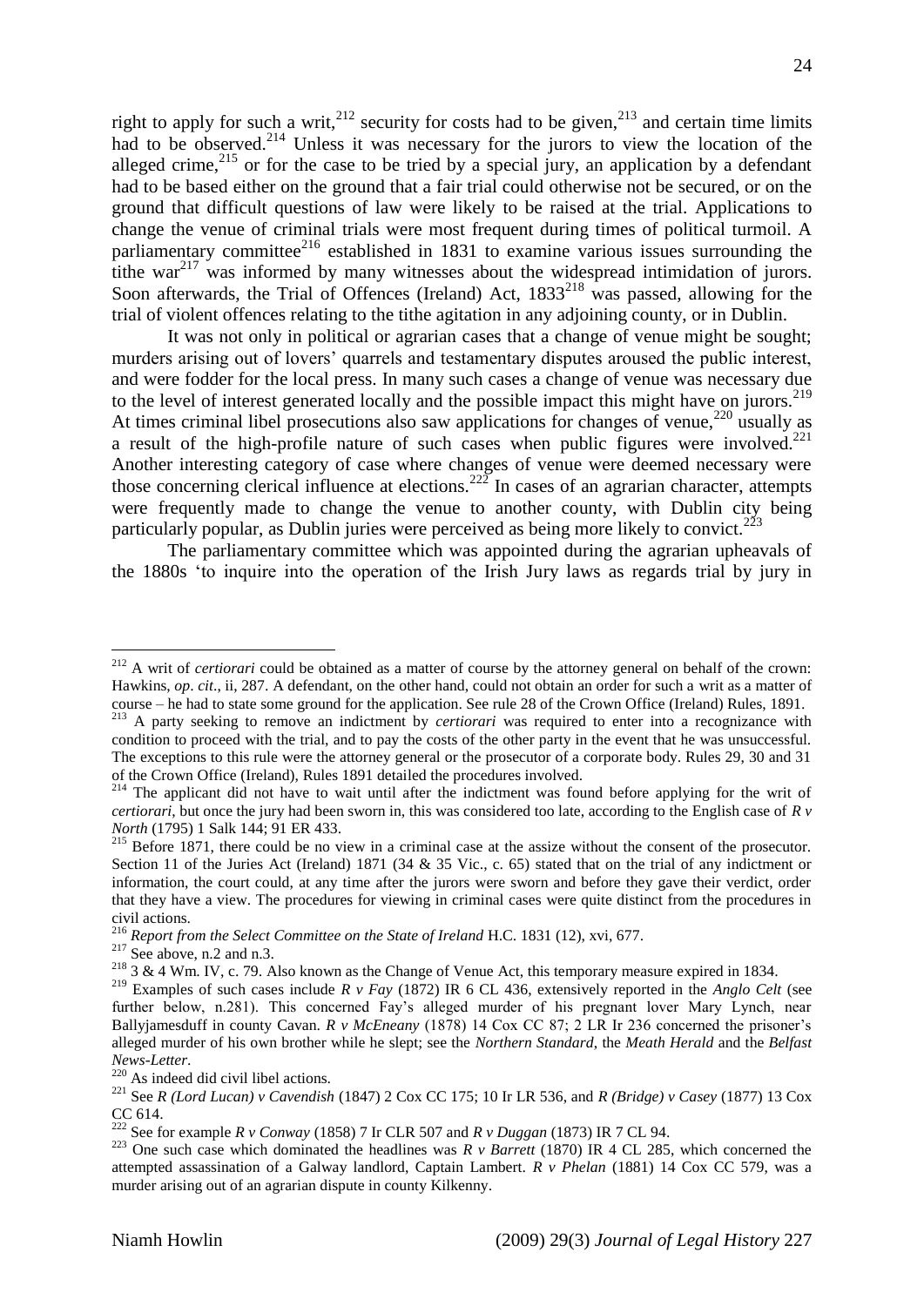right to apply for such a writ,[212] security for costs had to be given,[213] and certain time limits had to be observed.[214] Unless it was necessary for the jurors to view the location of the alleged crime,[215] or for the case to be tried by a special jury, an application by a defendant had to be based either on the ground that a fair trial could otherwise not be secured, or on the ground that difficult questions of law were likely to be raised at the trial. Applications to change the venue of criminal trials were most frequent during times of political turmoil. A parliamentary committee[216] established in 1831 to examine various issues surrounding the tithe war[217] was informed by many witnesses about the widespread intimidation of jurors. Soon afterwards, the Trial of Offences (Ireland) Act, 1833[218] was passed, allowing for the trial of violent offences relating to the tithe agitation in any adjoining county, or in Dublin.

It was not only in political or agrarian cases that a change of venue might be sought; murders arising out of lovers' quarrels and testamentary disputes aroused the public interest, and were fodder for the local press. In many such cases a change of venue was necessary due to the level of interest generated locally and the possible impact this might have on jurors.[219] At times criminal libel prosecutions also saw applications for changes of venue,[220] usually as a result of the high-profile nature of such cases when public figures were involved.[221] Another interesting category of case where changes of venue were deemed necessary were those concerning clerical influence at elections.[222] In cases of an agrarian character, attempts were frequently made to change the venue to another county, with Dublin city being particularly popular, as Dublin juries were perceived as being more likely to convict.[223]

The parliamentary committee which was appointed during the agrarian upheavals of the 1880s 'to inquire into the operation of the Irish Jury laws as regards trial by jury in

---

[212] A writ of *certiorari* could be obtained as a matter of course by the attorney general on behalf of the crown: Hawkins, *op*. *cit*., ii, 287. A defendant, on the other hand, could not obtain an order for such a writ as a matter of course – he had to state some ground for the application. See rule 28 of the Crown Office (Ireland) Rules, 1891.

[213] A party seeking to remove an indictment by *certiorari* was required to enter into a recognizance with condition to proceed with the trial, and to pay the costs of the other party in the event that he was unsuccessful. The exceptions to this rule were the attorney general or the prosecutor of a corporate body. Rules 29, 30 and 31 of the Crown Office (Ireland), Rules 1891 detailed the procedures involved.

[214] The applicant did not have to wait until after the indictment was found before applying for the writ of *certiorari*, but once the jury had been sworn in, this was considered too late, according to the English case of *R v North* (1795) 1 Salk 144; 91 ER 433.

[215] Before 1871, there could be no view in a criminal case at the assize without the consent of the prosecutor. Section 11 of the Juries Act (Ireland) 1871 (34 & 35 Vic., c. 65) stated that on the trial of any indictment or information, the court could, at any time after the jurors were sworn and before they gave their verdict, order that they have a view. The procedures for viewing in criminal cases were quite distinct from the procedures in civil actions.

[216] *Report from the Select Committee on the State of Ireland* H.C. 1831 (12), xvi, 677.

[217] See above, n.2 and n.3.

[218] 3 & 4 Wm. IV, c. 79. Also known as the Change of Venue Act, this temporary measure expired in 1834.

[219] Examples of such cases include *R v Fay* (1872) IR 6 CL 436, extensively reported in the *Anglo Celt* (see further below, n.281). This concerned Fay's alleged murder of his pregnant lover Mary Lynch, near Ballyjamesduff in county Cavan. *R v McEneany* (1878) 14 Cox CC 87; 2 LR Ir 236 concerned the prisoner's alleged murder of his own brother while he slept; see the *Northern Standard*, the *Meath Herald* and the *Belfast News-Letter*.

[220] As indeed did civil libel actions.

[221] See *R (Lord Lucan) v Cavendish* (1847) 2 Cox CC 175; 10 Ir LR 536, and *R (Bridge) v Casey* (1877) 13 Cox CC 614.

[222] See for example *R v Conway* (1858) 7 Ir CLR 507 and *R v Duggan* (1873) IR 7 CL 94.

[223] One such case which dominated the headlines was *R v Barrett* (1870) IR 4 CL 285, which concerned the attempted assassination of a Galway landlord, Captain Lambert. *R v Phelan* (1881) 14 Cox CC 579, was a murder arising out of an agrarian dispute in county Kilkenny.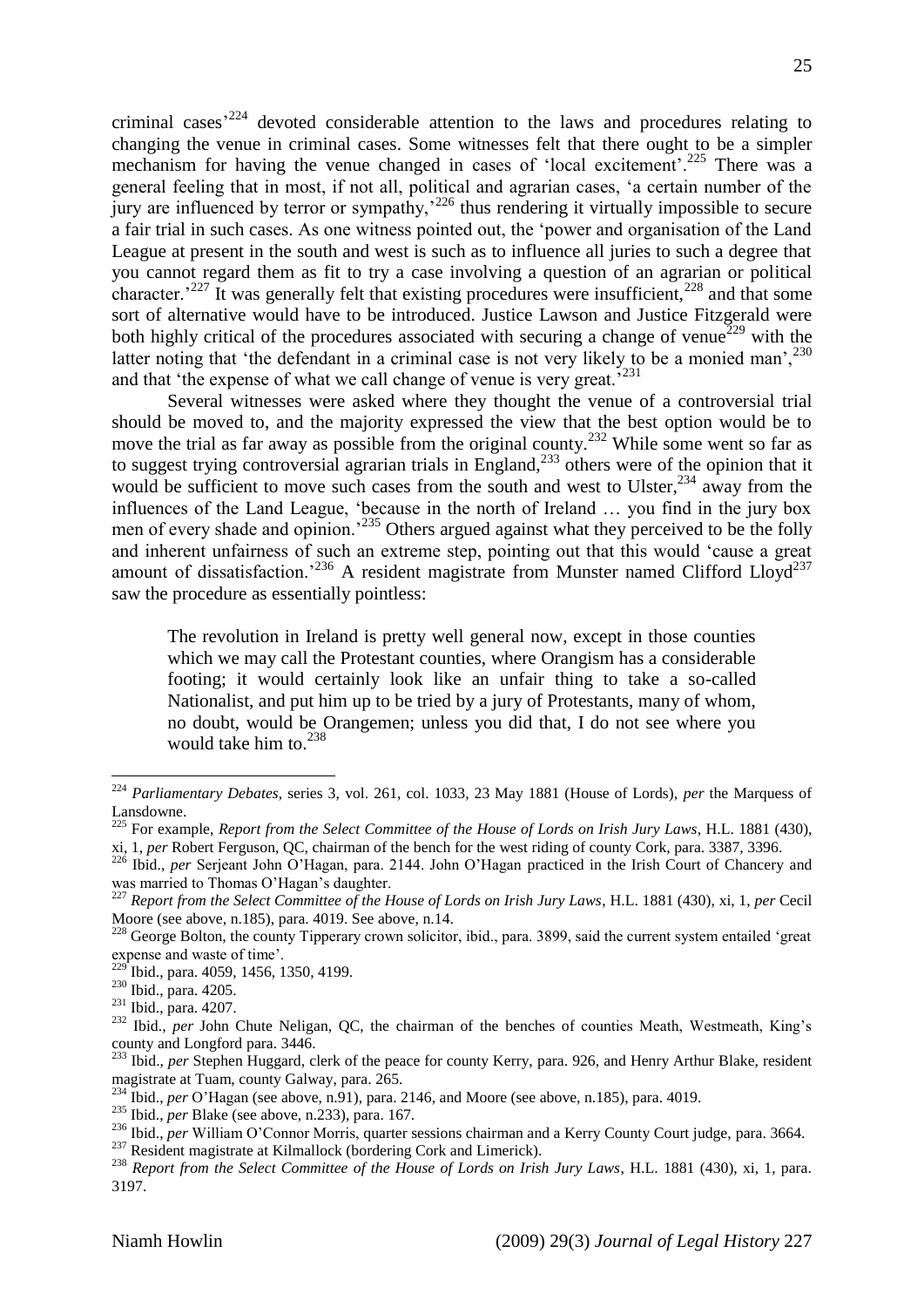criminal cases'[224] devoted considerable attention to the laws and procedures relating to changing the venue in criminal cases. Some witnesses felt that there ought to be a simpler mechanism for having the venue changed in cases of 'local excitement'.[225] There was a general feeling that in most, if not all, political and agrarian cases, 'a certain number of the jury are influenced by terror or sympathy,'[226] thus rendering it virtually impossible to secure a fair trial in such cases. As one witness pointed out, the 'power and organisation of the Land League at present in the south and west is such as to influence all juries to such a degree that you cannot regard them as fit to try a case involving a question of an agrarian or political character.'[227] It was generally felt that existing procedures were insufficient,[228] and that some sort of alternative would have to be introduced. Justice Lawson and Justice Fitzgerald were both highly critical of the procedures associated with securing a change of venue[229] with the latter noting that 'the defendant in a criminal case is not very likely to be a monied man',[230] and that 'the expense of what we call change of venue is very great.'[231]

Several witnesses were asked where they thought the venue of a controversial trial should be moved to, and the majority expressed the view that the best option would be to move the trial as far away as possible from the original county.[232] While some went so far as to suggest trying controversial agrarian trials in England,[233] others were of the opinion that it would be sufficient to move such cases from the south and west to Ulster,[234] away from the influences of the Land League, 'because in the north of Ireland … you find in the jury box men of every shade and opinion.'[235] Others argued against what they perceived to be the folly and inherent unfairness of such an extreme step, pointing out that this would 'cause a great amount of dissatisfaction.'[236] A resident magistrate from Munster named Clifford Lloyd[237] saw the procedure as essentially pointless:

> The revolution in Ireland is pretty well general now, except in those counties which we may call the Protestant counties, where Orangism has a considerable footing; it would certainly look like an unfair thing to take a so-called Nationalist, and put him up to be tried by a jury of Protestants, many of whom, no doubt, would be Orangemen; unless you did that, I do not see where you would take him to.[238]

---

[224] *Parliamentary Debates*, series 3, vol. 261, col. 1033, 23 May 1881 (House of Lords), *per* the Marquess of Lansdowne.

[225] For example, *Report from the Select Committee of the House of Lords on Irish Jury Laws*, H.L. 1881 (430), xi, 1, *per* Robert Ferguson, QC, chairman of the bench for the west riding of county Cork, para. 3387, 3396.

[226] Ibid., *per* Serjeant John O'Hagan, para. 2144. John O'Hagan practiced in the Irish Court of Chancery and was married to Thomas O'Hagan's daughter.

[227] *Report from the Select Committee of the House of Lords on Irish Jury Laws*, H.L. 1881 (430), xi, 1, *per* Cecil Moore (see above, n.185), para. 4019. See above, n.14.

[228] George Bolton, the county Tipperary crown solicitor, ibid., para. 3899, said the current system entailed 'great expense and waste of time'.

[229] Ibid., para. 4059, 1456, 1350, 4199.

[230] Ibid., para. 4205.

[231] Ibid., para. 4207.

[232] Ibid., *per* John Chute Neligan, QC, the chairman of the benches of counties Meath, Westmeath, King's county and Longford para. 3446.

[233] Ibid., *per* Stephen Huggard, clerk of the peace for county Kerry, para. 926, and Henry Arthur Blake, resident magistrate at Tuam, county Galway, para. 265.

[234] Ibid., *per* O'Hagan (see above, n.91), para. 2146, and Moore (see above, n.185), para. 4019.

[235] Ibid., *per* Blake (see above, n.233), para. 167.

[236] Ibid., *per* William O'Connor Morris, quarter sessions chairman and a Kerry County Court judge, para. 3664.

[237] Resident magistrate at Kilmallock (bordering Cork and Limerick).

[238] *Report from the Select Committee of the House of Lords on Irish Jury Laws*, H.L. 1881 (430), xi, 1, para. 3197.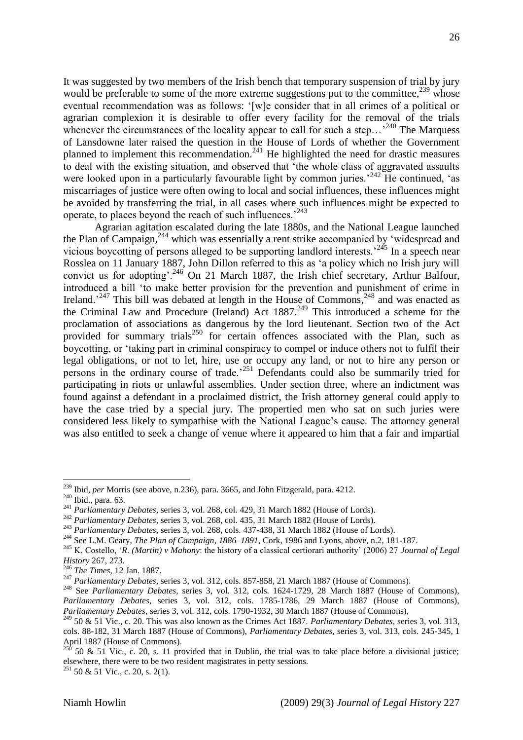It was suggested by two members of the Irish bench that temporary suspension of trial by jury would be preferable to some of the more extreme suggestions put to the committee,[239] whose eventual recommendation was as follows: '[w]e consider that in all crimes of a political or agrarian complexion it is desirable to offer every facility for the removal of the trials whenever the circumstances of the locality appear to call for such a step…'[240] The Marquess of Lansdowne later raised the question in the House of Lords of whether the Government planned to implement this recommendation.[241] He highlighted the need for drastic measures to deal with the existing situation, and observed that 'the whole class of aggravated assaults were looked upon in a particularly favourable light by common juries.'[242] He continued, 'as miscarriages of justice were often owing to local and social influences, these influences might be avoided by transferring the trial, in all cases where such influences might be expected to operate, to places beyond the reach of such influences.'[243]

Agrarian agitation escalated during the late 1880s, and the National League launched the Plan of Campaign,[244] which was essentially a rent strike accompanied by 'widespread and vicious boycotting of persons alleged to be supporting landlord interests.'[245] In a speech near Rosslea on 11 January 1887, John Dillon referred to this as 'a policy which no Irish jury will convict us for adopting'.[246] On 21 March 1887, the Irish chief secretary, Arthur Balfour, introduced a bill 'to make better provision for the prevention and punishment of crime in Ireland.'[247] This bill was debated at length in the House of Commons,[248] and was enacted as the Criminal Law and Procedure (Ireland) Act 1887.[249] This introduced a scheme for the proclamation of associations as dangerous by the lord lieutenant. Section two of the Act provided for summary trials[250] for certain offences associated with the Plan, such as boycotting, or 'taking part in criminal conspiracy to compel or induce others not to fulfil their legal obligations, or not to let, hire, use or occupy any land, or not to hire any person or persons in the ordinary course of trade.'[251] Defendants could also be summarily tried for participating in riots or unlawful assemblies. Under section three, where an indictment was found against a defendant in a proclaimed district, the Irish attorney general could apply to have the case tried by a special jury. The propertied men who sat on such juries were considered less likely to sympathise with the National League's cause. The attorney general was also entitled to seek a change of venue where it appeared to him that a fair and impartial

---

[239] Ibid, *per* Morris (see above, n.236), para. 3665, and John Fitzgerald, para. 4212.

[240] Ibid., para. 63.

[241] *Parliamentary Debates*, series 3, vol. 268, col. 429, 31 March 1882 (House of Lords).

[242] *Parliamentary Debates*, series 3, vol. 268, col. 435, 31 March 1882 (House of Lords).

[243] *Parliamentary Debates*, series 3, vol. 268, cols. 437-438, 31 March 1882 (House of Lords).

[244] See L.M. Geary, *The Plan of Campaign, 1886–1891*, Cork, 1986 and Lyons, above, n.2, 181-187.

[245] K. Costello, '*R. (Martin) v Mahony*: the history of a classical certiorari authority' (2006) 27 *Journal of Legal History* 267, 273.

[246] *The Times*, 12 Jan. 1887.

[247] *Parliamentary Debates*, series 3, vol. 312, cols. 857-858, 21 March 1887 (House of Commons).

[248] See *Parliamentary Debates*, series 3, vol. 312, cols. 1624-1729, 28 March 1887 (House of Commons), *Parliamentary Debates*, series 3, vol. 312, cols. 1785-1786, 29 March 1887 (House of Commons), *Parliamentary Debates*, series 3, vol. 312, cols. 1790-1932, 30 March 1887 (House of Commons),

[249] 50 & 51 Vic., c. 20. This was also known as the Crimes Act 1887. *Parliamentary Debates*, series 3, vol. 313, cols. 88-182, 31 March 1887 (House of Commons), *Parliamentary Debates*, series 3, vol. 313, cols. 245-345, 1 April 1887 (House of Commons).

[250] 50 & 51 Vic., c. 20, s. 11 provided that in Dublin, the trial was to take place before a divisional justice; elsewhere, there were to be two resident magistrates in petty sessions.

[251] 50 & 51 Vic., c. 20, s. 2(1).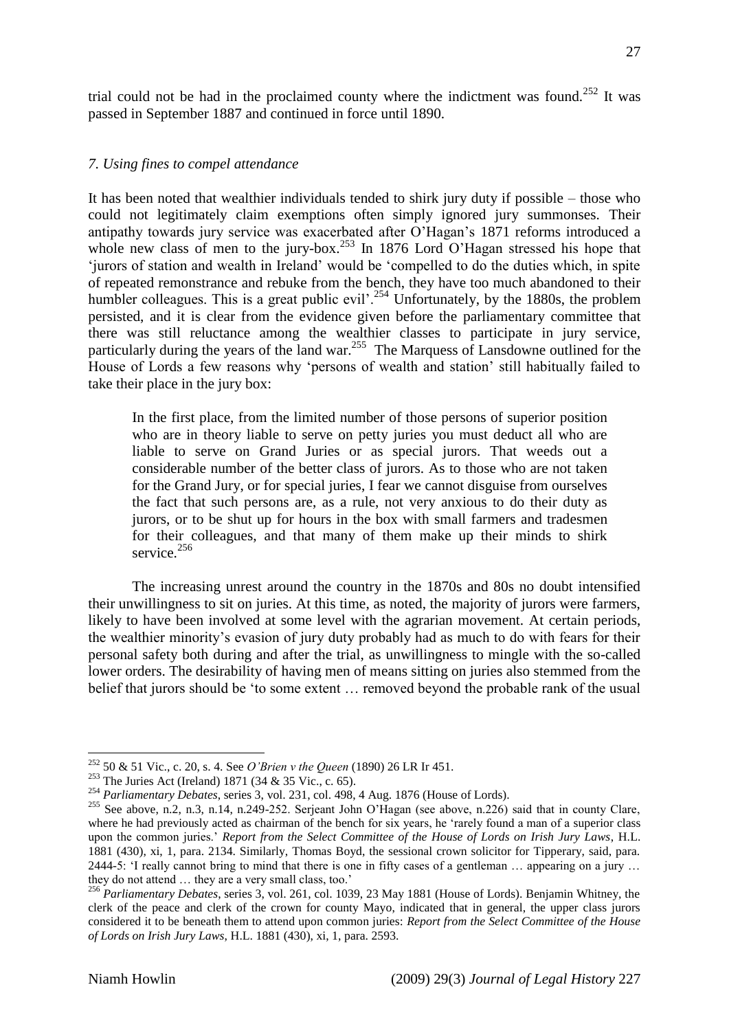trial could not be had in the proclaimed county where the indictment was found.[252] It was passed in September 1887 and continued in force until 1890.

### *7. Using fines to compel attendance*

It has been noted that wealthier individuals tended to shirk jury duty if possible – those who could not legitimately claim exemptions often simply ignored jury summonses. Their antipathy towards jury service was exacerbated after O'Hagan's 1871 reforms introduced a whole new class of men to the jury-box.[253] In 1876 Lord O'Hagan stressed his hope that 'jurors of station and wealth in Ireland' would be 'compelled to do the duties which, in spite of repeated remonstrance and rebuke from the bench, they have too much abandoned to their humbler colleagues. This is a great public evil'.[254] Unfortunately, by the 1880s, the problem persisted, and it is clear from the evidence given before the parliamentary committee that there was still reluctance among the wealthier classes to participate in jury service, particularly during the years of the land war.[255] The Marquess of Lansdowne outlined for the House of Lords a few reasons why 'persons of wealth and station' still habitually failed to take their place in the jury box:

> In the first place, from the limited number of those persons of superior position who are in theory liable to serve on petty juries you must deduct all who are liable to serve on Grand Juries or as special jurors. That weeds out a considerable number of the better class of jurors. As to those who are not taken for the Grand Jury, or for special juries, I fear we cannot disguise from ourselves the fact that such persons are, as a rule, not very anxious to do their duty as jurors, or to be shut up for hours in the box with small farmers and tradesmen for their colleagues, and that many of them make up their minds to shirk service.[256]

The increasing unrest around the country in the 1870s and 80s no doubt intensified their unwillingness to sit on juries. At this time, as noted, the majority of jurors were farmers, likely to have been involved at some level with the agrarian movement. At certain periods, the wealthier minority's evasion of jury duty probably had as much to do with fears for their personal safety both during and after the trial, as unwillingness to mingle with the so-called lower orders. The desirability of having men of means sitting on juries also stemmed from the belief that jurors should be 'to some extent … removed beyond the probable rank of the usual

---

[252] 50 & 51 Vic., c. 20, s. 4. See *O'Brien v the Queen* (1890) 26 LR Ir 451.

[253] The Juries Act (Ireland) 1871 (34 & 35 Vic., c. 65).

[254] *Parliamentary Debates*, series 3, vol. 231, col. 498, 4 Aug. 1876 (House of Lords).

[255] See above, n.2, n.3, n.14, n.249-252. Serjeant John O'Hagan (see above, n.226) said that in county Clare, where he had previously acted as chairman of the bench for six years, he 'rarely found a man of a superior class upon the common juries.' *Report from the Select Committee of the House of Lords on Irish Jury Laws*, H.L. 1881 (430), xi, 1, para. 2134. Similarly, Thomas Boyd, the sessional crown solicitor for Tipperary, said, para. 2444-5: 'I really cannot bring to mind that there is one in fifty cases of a gentleman … appearing on a jury … they do not attend … they are a very small class, too.'

[256] *Parliamentary Debates*, series 3, vol. 261, col. 1039, 23 May 1881 (House of Lords). Benjamin Whitney, the clerk of the peace and clerk of the crown for county Mayo, indicated that in general, the upper class jurors considered it to be beneath them to attend upon common juries: *Report from the Select Committee of the House of Lords on Irish Jury Laws*, H.L. 1881 (430), xi, 1, para. 2593.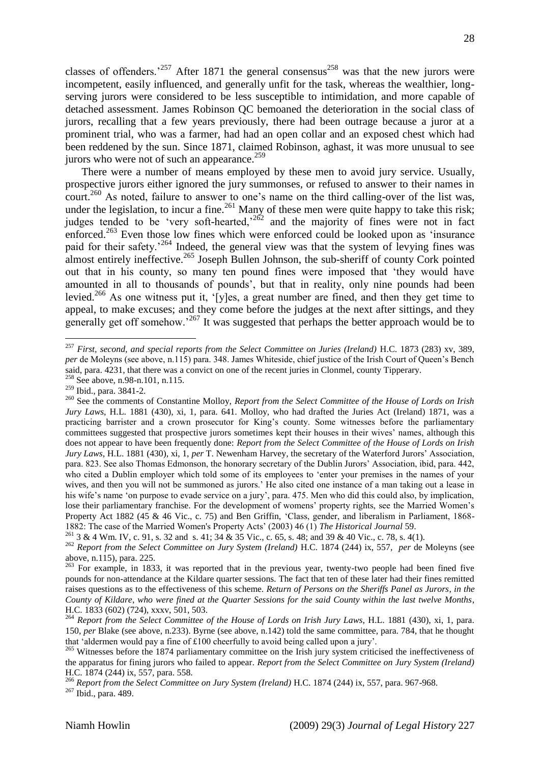classes of offenders.'[257] After 1871 the general consensus[258] was that the new jurors were incompetent, easily influenced, and generally unfit for the task, whereas the wealthier, long-serving jurors were considered to be less susceptible to intimidation, and more capable of detached assessment. James Robinson QC bemoaned the deterioration in the social class of jurors, recalling that a few years previously, there had been outrage because a juror at a prominent trial, who was a farmer, had had an open collar and an exposed chest which had been reddened by the sun. Since 1871, claimed Robinson, aghast, it was more unusual to see jurors who were not of such an appearance.[259]

There were a number of means employed by these men to avoid jury service. Usually, prospective jurors either ignored the jury summonses, or refused to answer to their names in court.[260] As noted, failure to answer to one's name on the third calling-over of the list was, under the legislation, to incur a fine.[261] Many of these men were quite happy to take this risk; judges tended to be 'very soft-hearted,'[262] and the majority of fines were not in fact enforced.[263] Even those low fines which were enforced could be looked upon as 'insurance paid for their safety.'[264] Indeed, the general view was that the system of levying fines was almost entirely ineffective.[265] Joseph Bullen Johnson, the sub-sheriff of county Cork pointed out that in his county, so many ten pound fines were imposed that 'they would have amounted in all to thousands of pounds', but that in reality, only nine pounds had been levied.[266] As one witness put it, '[y]es, a great number are fined, and then they get time to appeal, to make excuses; and they come before the judges at the next after sittings, and they generally get off somehow.'[267] It was suggested that perhaps the better approach would be to

---

[257] *First, second, and special reports from the Select Committee on Juries (Ireland)* H.C. 1873 (283) xv, 389, *per* de Moleyns (see above, n.115) para. 348. James Whiteside, chief justice of the Irish Court of Queen's Bench said, para. 4231, that there was a convict on one of the recent juries in Clonmel, county Tipperary.

[258] See above, n.98-n.101, n.115.

[259] Ibid., para. 3841-2.

[260] See the comments of Constantine Molloy, *Report from the Select Committee of the House of Lords on Irish Jury Laws*, H.L. 1881 (430), xi, 1, para. 641. Molloy, who had drafted the Juries Act (Ireland) 1871, was a practicing barrister and a crown prosecutor for King's county. Some witnesses before the parliamentary committees suggested that prospective jurors sometimes kept their houses in their wives' names, although this does not appear to have been frequently done: *Report from the Select Committee of the House of Lords on Irish Jury Laws*, H.L. 1881 (430), xi, 1, *per* T. Newenham Harvey, the secretary of the Waterford Jurors' Association, para. 823. See also Thomas Edmonson, the honorary secretary of the Dublin Jurors' Association, ibid, para. 442, who cited a Dublin employer which told some of its employees to 'enter your premises in the names of your wives, and then you will not be summoned as jurors.' He also cited one instance of a man taking out a lease in his wife's name 'on purpose to evade service on a jury', para. 475. Men who did this could also, by implication, lose their parliamentary franchise. For the development of womens' property rights, see the Married Women's Property Act 1882 (45 & 46 Vic., c. 75) and Ben Griffin, 'Class, gender, and liberalism in Parliament, 1868-1882: The case of the Married Women's Property Acts' (2003) 46 (1) *The Historical Journal* 59.

[261] 3 & 4 Wm. IV, c. 91, s. 32 and s. 41; 34 & 35 Vic., c. 65, s. 48; and 39 & 40 Vic., c. 78, s. 4(1).

[262] *Report from the Select Committee on Jury System (Ireland)* H.C. 1874 (244) ix, 557, *per* de Moleyns (see above, n.115), para. 225.

[263] For example, in 1833, it was reported that in the previous year, twenty-two people had been fined five pounds for non-attendance at the Kildare quarter sessions. The fact that ten of these later had their fines remitted raises questions as to the effectiveness of this scheme. *Return of Persons on the Sheriffs Panel as Jurors, in the County of Kildare, who were fined at the Quarter Sessions for the said County within the last twelve Months*, H.C. 1833 (602) (724), xxxv, 501, 503.

[264] *Report from the Select Committee of the House of Lords on Irish Jury Laws*, H.L. 1881 (430), xi, 1, para. 150, *per* Blake (see above, n.233). Byrne (see above, n.142) told the same committee, para. 784, that he thought that 'aldermen would pay a fine of £100 cheerfully to avoid being called upon a jury'.

[265] Witnesses before the 1874 parliamentary committee on the Irish jury system criticised the ineffectiveness of the apparatus for fining jurors who failed to appear. *Report from the Select Committee on Jury System (Ireland)* H.C. 1874 (244) ix, 557, para. 558.

[266] *Report from the Select Committee on Jury System (Ireland)* H.C. 1874 (244) ix, 557, para. 967-968.

[267] Ibid., para. 489.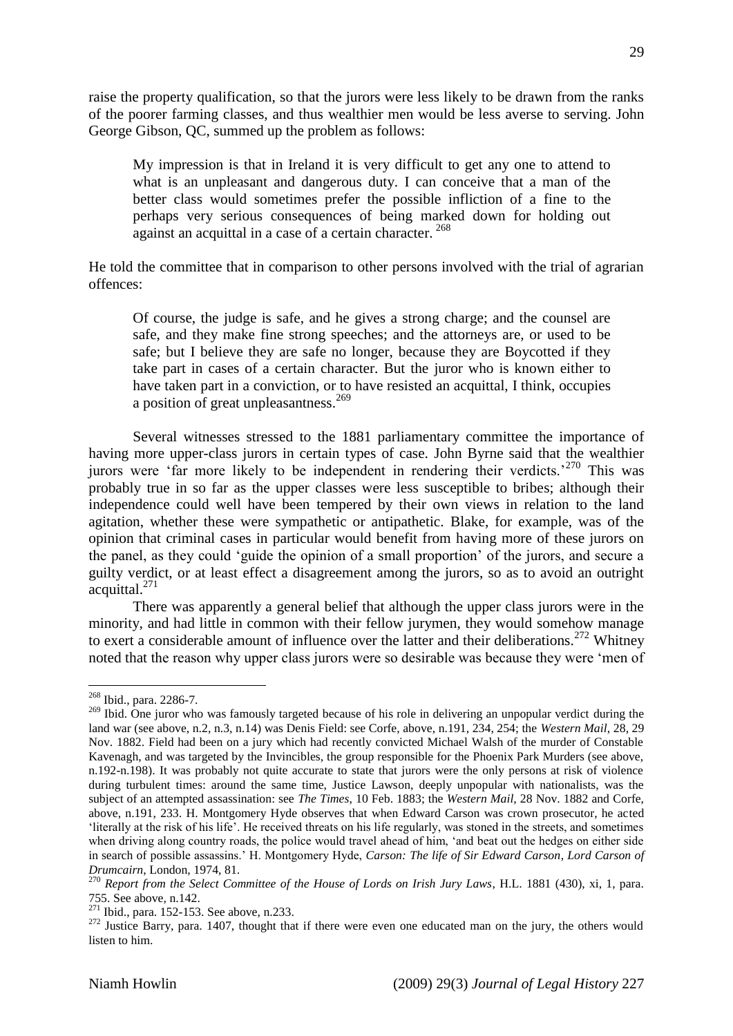raise the property qualification, so that the jurors were less likely to be drawn from the ranks of the poorer farming classes, and thus wealthier men would be less averse to serving. John George Gibson, QC, summed up the problem as follows:

> My impression is that in Ireland it is very difficult to get any one to attend to what is an unpleasant and dangerous duty. I can conceive that a man of the better class would sometimes prefer the possible infliction of a fine to the perhaps very serious consequences of being marked down for holding out against an acquittal in a case of a certain character. [268]

He told the committee that in comparison to other persons involved with the trial of agrarian offences:

> Of course, the judge is safe, and he gives a strong charge; and the counsel are safe, and they make fine strong speeches; and the attorneys are, or used to be safe; but I believe they are safe no longer, because they are Boycotted if they take part in cases of a certain character. But the juror who is known either to have taken part in a conviction, or to have resisted an acquittal, I think, occupies a position of great unpleasantness.[269]

Several witnesses stressed to the 1881 parliamentary committee the importance of having more upper-class jurors in certain types of case. John Byrne said that the wealthier jurors were 'far more likely to be independent in rendering their verdicts.'[270] This was probably true in so far as the upper classes were less susceptible to bribes; although their independence could well have been tempered by their own views in relation to the land agitation, whether these were sympathetic or antipathetic. Blake, for example, was of the opinion that criminal cases in particular would benefit from having more of these jurors on the panel, as they could 'guide the opinion of a small proportion' of the jurors, and secure a guilty verdict, or at least effect a disagreement among the jurors, so as to avoid an outright acquittal.[271]

There was apparently a general belief that although the upper class jurors were in the minority, and had little in common with their fellow jurymen, they would somehow manage to exert a considerable amount of influence over the latter and their deliberations.[272] Whitney noted that the reason why upper class jurors were so desirable was because they were 'men of

---

[268] Ibid., para. 2286-7.

[269] Ibid. One juror who was famously targeted because of his role in delivering an unpopular verdict during the land war (see above, n.2, n.3, n.14) was Denis Field: see Corfe, above, n.191, 234, 254; the *Western Mail*, 28, 29 Nov. 1882. Field had been on a jury which had recently convicted Michael Walsh of the murder of Constable Kavenagh, and was targeted by the Invincibles, the group responsible for the Phoenix Park Murders (see above, n.192-n.198). It was probably not quite accurate to state that jurors were the only persons at risk of violence during turbulent times: around the same time, Justice Lawson, deeply unpopular with nationalists, was the subject of an attempted assassination: see *The Times*, 10 Feb. 1883; the *Western Mail*, 28 Nov. 1882 and Corfe, above, n.191, 233. H. Montgomery Hyde observes that when Edward Carson was crown prosecutor, he acted 'literally at the risk of his life'. He received threats on his life regularly, was stoned in the streets, and sometimes when driving along country roads, the police would travel ahead of him, 'and beat out the hedges on either side in search of possible assassins.' H. Montgomery Hyde, *Carson: The life of Sir Edward Carson, Lord Carson of Drumcairn*, London, 1974, 81.

[270] *Report from the Select Committee of the House of Lords on Irish Jury Laws*, H.L. 1881 (430), xi, 1, para. 755. See above, n.142.

[271] Ibid., para. 152-153. See above, n.233.

[272] Justice Barry, para. 1407, thought that if there were even one educated man on the jury, the others would listen to him.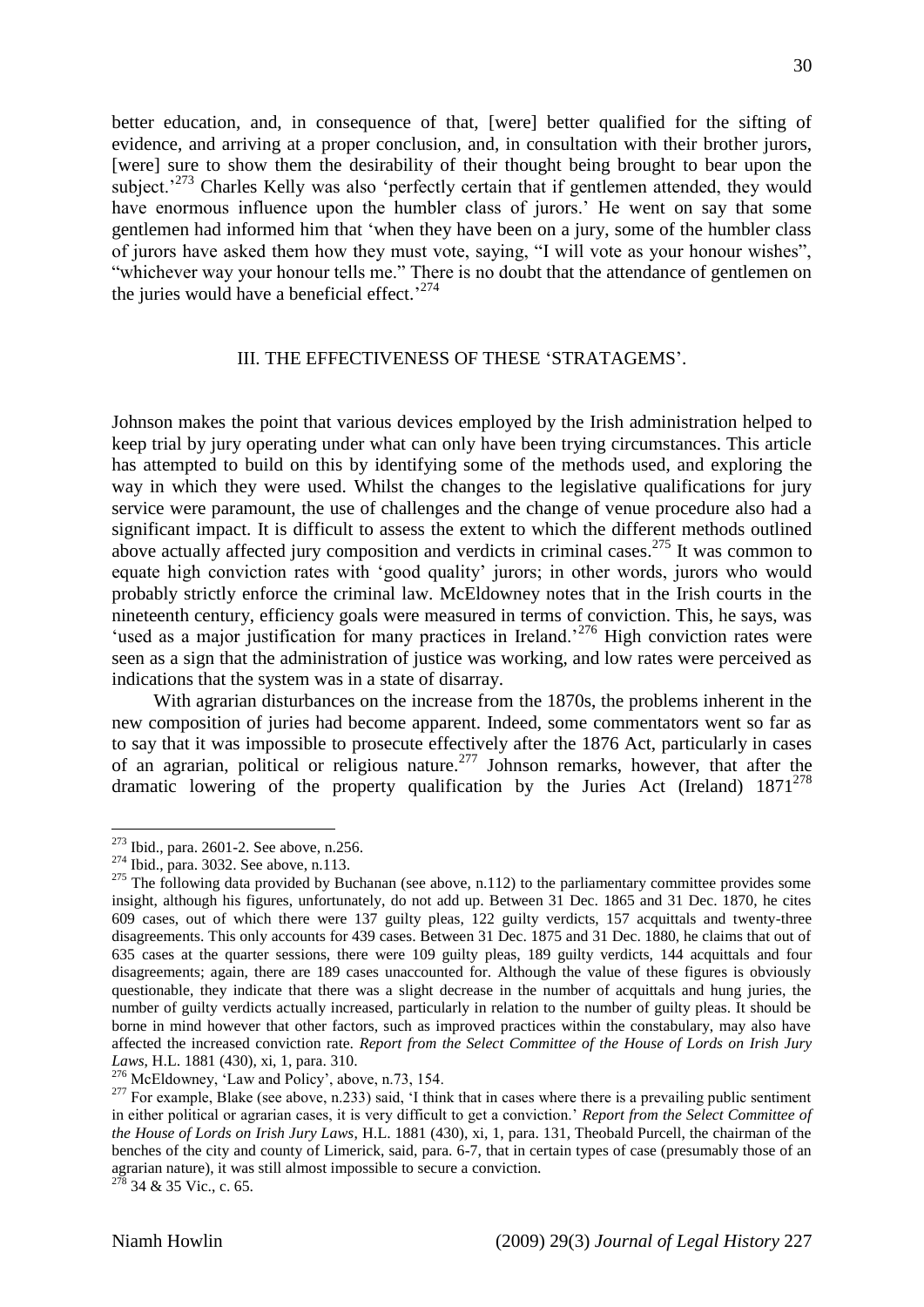better education, and, in consequence of that, [were] better qualified for the sifting of evidence, and arriving at a proper conclusion, and, in consultation with their brother jurors, [were] sure to show them the desirability of their thought being brought to bear upon the subject.'[273] Charles Kelly was also 'perfectly certain that if gentlemen attended, they would have enormous influence upon the humbler class of jurors.' He went on say that some gentlemen had informed him that 'when they have been on a jury, some of the humbler class of jurors have asked them how they must vote, saying, "I will vote as your honour wishes", "whichever way your honour tells me." There is no doubt that the attendance of gentlemen on the juries would have a beneficial effect.'[274]

## III. THE EFFECTIVENESS OF THESE 'STRATAGEMS'.

Johnson makes the point that various devices employed by the Irish administration helped to keep trial by jury operating under what can only have been trying circumstances. This article has attempted to build on this by identifying some of the methods used, and exploring the way in which they were used. Whilst the changes to the legislative qualifications for jury service were paramount, the use of challenges and the change of venue procedure also had a significant impact. It is difficult to assess the extent to which the different methods outlined above actually affected jury composition and verdicts in criminal cases.[275] It was common to equate high conviction rates with 'good quality' jurors; in other words, jurors who would probably strictly enforce the criminal law. McEldowney notes that in the Irish courts in the nineteenth century, efficiency goals were measured in terms of conviction. This, he says, was 'used as a major justification for many practices in Ireland.'[276] High conviction rates were seen as a sign that the administration of justice was working, and low rates were perceived as indications that the system was in a state of disarray.

With agrarian disturbances on the increase from the 1870s, the problems inherent in the new composition of juries had become apparent. Indeed, some commentators went so far as to say that it was impossible to prosecute effectively after the 1876 Act, particularly in cases of an agrarian, political or religious nature.[277] Johnson remarks, however, that after the dramatic lowering of the property qualification by the Juries Act (Ireland) 1871[278]

---

[273] Ibid., para. 2601-2. See above, n.256.

[274] Ibid., para. 3032. See above, n.113.

[275] The following data provided by Buchanan (see above, n.112) to the parliamentary committee provides some insight, although his figures, unfortunately, do not add up. Between 31 Dec. 1865 and 31 Dec. 1870, he cites 609 cases, out of which there were 137 guilty pleas, 122 guilty verdicts, 157 acquittals and twenty-three disagreements. This only accounts for 439 cases. Between 31 Dec. 1875 and 31 Dec. 1880, he claims that out of 635 cases at the quarter sessions, there were 109 guilty pleas, 189 guilty verdicts, 144 acquittals and four disagreements; again, there are 189 cases unaccounted for. Although the value of these figures is obviously questionable, they indicate that there was a slight decrease in the number of acquittals and hung juries, the number of guilty verdicts actually increased, particularly in relation to the number of guilty pleas. It should be borne in mind however that other factors, such as improved practices within the constabulary, may also have affected the increased conviction rate. *Report from the Select Committee of the House of Lords on Irish Jury Laws*, H.L. 1881 (430), xi, 1, para. 310.

[276] McEldowney, 'Law and Policy', above, n.73, 154.

[277] For example, Blake (see above, n.233) said, 'I think that in cases where there is a prevailing public sentiment in either political or agrarian cases, it is very difficult to get a conviction.' *Report from the Select Committee of the House of Lords on Irish Jury Laws*, H.L. 1881 (430), xi, 1, para. 131, Theobald Purcell, the chairman of the benches of the city and county of Limerick, said, para. 6-7, that in certain types of case (presumably those of an agrarian nature), it was still almost impossible to secure a conviction.

[278] 34 & 35 Vic., c. 65.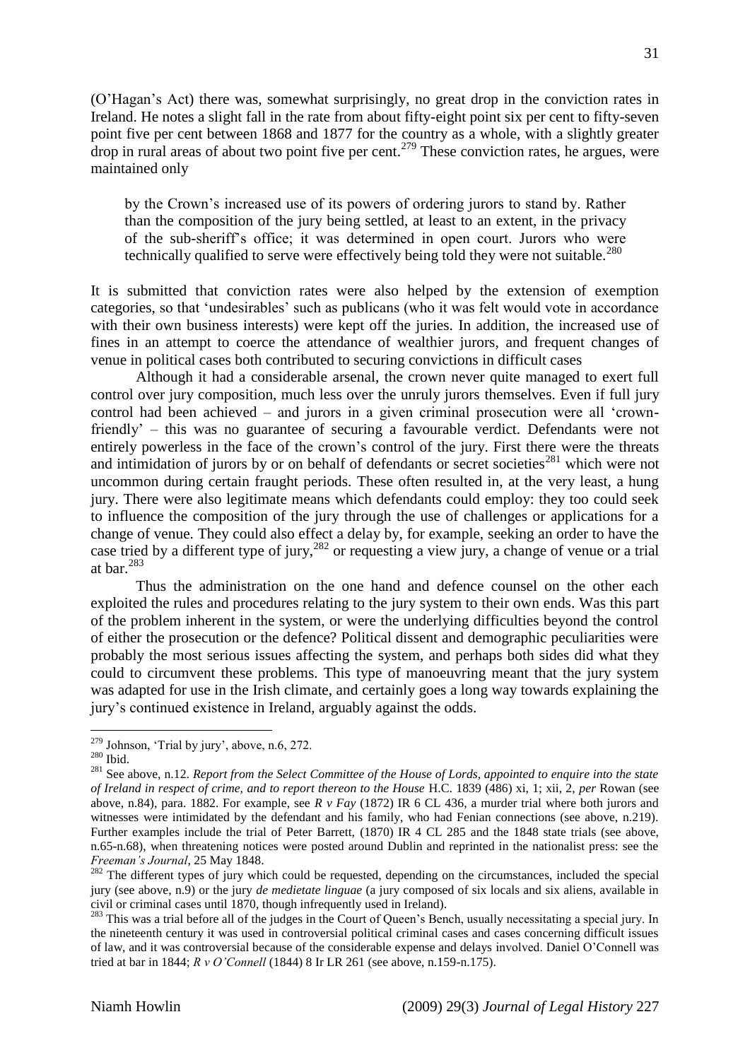(O'Hagan's Act) there was, somewhat surprisingly, no great drop in the conviction rates in Ireland. He notes a slight fall in the rate from about fifty-eight point six per cent to fifty-seven point five per cent between 1868 and 1877 for the country as a whole, with a slightly greater drop in rural areas of about two point five per cent.[279] These conviction rates, he argues, were maintained only

> by the Crown's increased use of its powers of ordering jurors to stand by. Rather than the composition of the jury being settled, at least to an extent, in the privacy of the sub-sheriff's office; it was determined in open court. Jurors who were technically qualified to serve were effectively being told they were not suitable.[280]

It is submitted that conviction rates were also helped by the extension of exemption categories, so that 'undesirables' such as publicans (who it was felt would vote in accordance with their own business interests) were kept off the juries. In addition, the increased use of fines in an attempt to coerce the attendance of wealthier jurors, and frequent changes of venue in political cases both contributed to securing convictions in difficult cases

Although it had a considerable arsenal, the crown never quite managed to exert full control over jury composition, much less over the unruly jurors themselves. Even if full jury control had been achieved – and jurors in a given criminal prosecution were all 'crown-friendly' – this was no guarantee of securing a favourable verdict. Defendants were not entirely powerless in the face of the crown's control of the jury. First there were the threats and intimidation of jurors by or on behalf of defendants or secret societies[281] which were not uncommon during certain fraught periods. These often resulted in, at the very least, a hung jury. There were also legitimate means which defendants could employ: they too could seek to influence the composition of the jury through the use of challenges or applications for a change of venue. They could also effect a delay by, for example, seeking an order to have the case tried by a different type of jury,[282] or requesting a view jury, a change of venue or a trial at bar.[283]

Thus the administration on the one hand and defence counsel on the other each exploited the rules and procedures relating to the jury system to their own ends. Was this part of the problem inherent in the system, or were the underlying difficulties beyond the control of either the prosecution or the defence? Political dissent and demographic peculiarities were probably the most serious issues affecting the system, and perhaps both sides did what they could to circumvent these problems. This type of manoeuvring meant that the jury system was adapted for use in the Irish climate, and certainly goes a long way towards explaining the jury's continued existence in Ireland, arguably against the odds.

---

[279] Johnson, 'Trial by jury', above, n.6, 272.

[280] Ibid.

[281] See above, n.12. *Report from the Select Committee of the House of Lords, appointed to enquire into the state of Ireland in respect of crime, and to report thereon to the House* H.C. 1839 (486) xi, 1; xii, 2, *per* Rowan (see above, n.84), para. 1882. For example, see *R v Fay* (1872) IR 6 CL 436, a murder trial where both jurors and witnesses were intimidated by the defendant and his family, who had Fenian connections (see above, n.219). Further examples include the trial of Peter Barrett, (1870) IR 4 CL 285 and the 1848 state trials (see above, n.65-n.68), when threatening notices were posted around Dublin and reprinted in the nationalist press: see the *Freeman's Journal*, 25 May 1848.

[282] The different types of jury which could be requested, depending on the circumstances, included the special jury (see above, n.9) or the jury *de medietate linguae* (a jury composed of six locals and six aliens, available in civil or criminal cases until 1870, though infrequently used in Ireland).

[283] This was a trial before all of the judges in the Court of Queen's Bench, usually necessitating a special jury. In the nineteenth century it was used in controversial political criminal cases and cases concerning difficult issues of law, and it was controversial because of the considerable expense and delays involved. Daniel O'Connell was tried at bar in 1844; *R v O'Connell* (1844) 8 Ir LR 261 (see above, n.159-n.175).